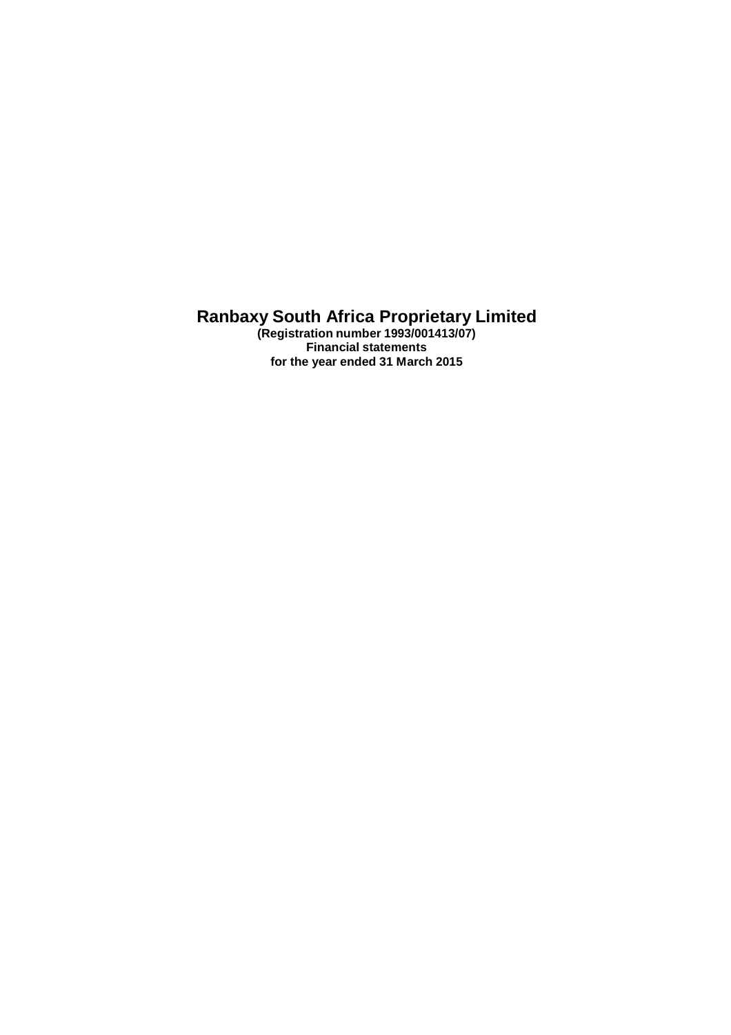# Ranbaxy South Africa Proprietary Limited

**(Registration number 1993/001413/07)**
**Financial statements**
**for the year ended 31 March 2015**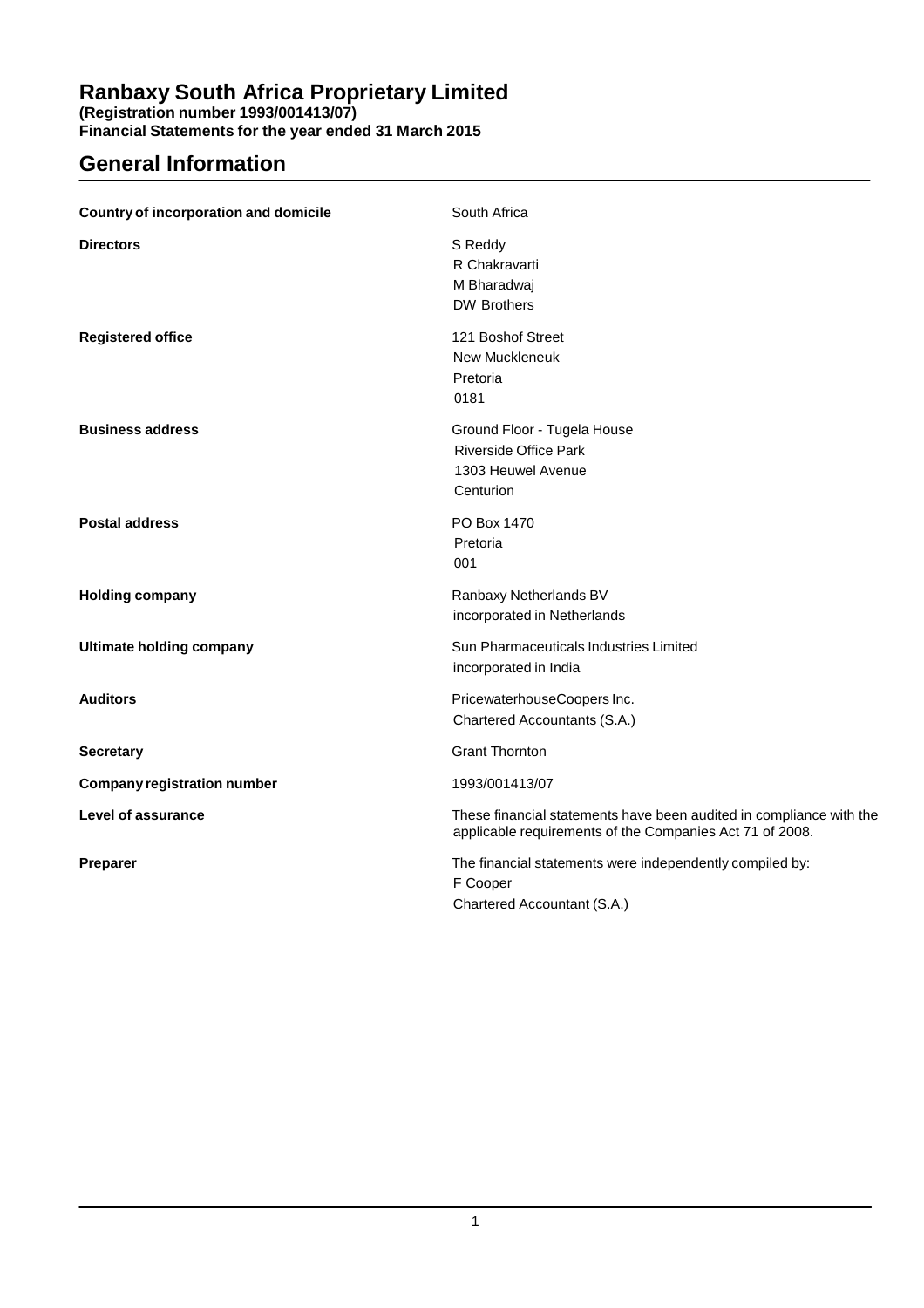# Ranbaxy South Africa Proprietary Limited

**(Registration number 1993/001413/07)**
**Financial Statements for the year ended 31 March 2015**

## General Information

| | |
|---|---|
| **Country of incorporation and domicile** | South Africa |
| **Directors** | S Reddy<br>R Chakravarti<br>M Bharadwaj<br>DW Brothers |
| **Registered office** | 121 Boshof Street<br>New Muckleneuk<br>Pretoria<br>0181 |
| **Business address** | Ground Floor - Tugela House<br>Riverside Office Park<br>1303 Heuwel Avenue<br>Centurion |
| **Postal address** | PO Box 1470<br>Pretoria<br>001 |
| **Holding company** | Ranbaxy Netherlands BV<br>incorporated in Netherlands |
| **Ultimate holding company** | Sun Pharmaceuticals Industries Limited<br>incorporated in India |
| **Auditors** | PricewaterhouseCoopers Inc.<br>Chartered Accountants (S.A.) |
| **Secretary** | Grant Thornton |
| **Company registration number** | 1993/001413/07 |
| **Level of assurance** | These financial statements have been audited in compliance with the applicable requirements of the Companies Act 71 of 2008. |
| **Preparer** | The financial statements were independently compiled by:<br>F Cooper<br>Chartered Accountant (S.A.) |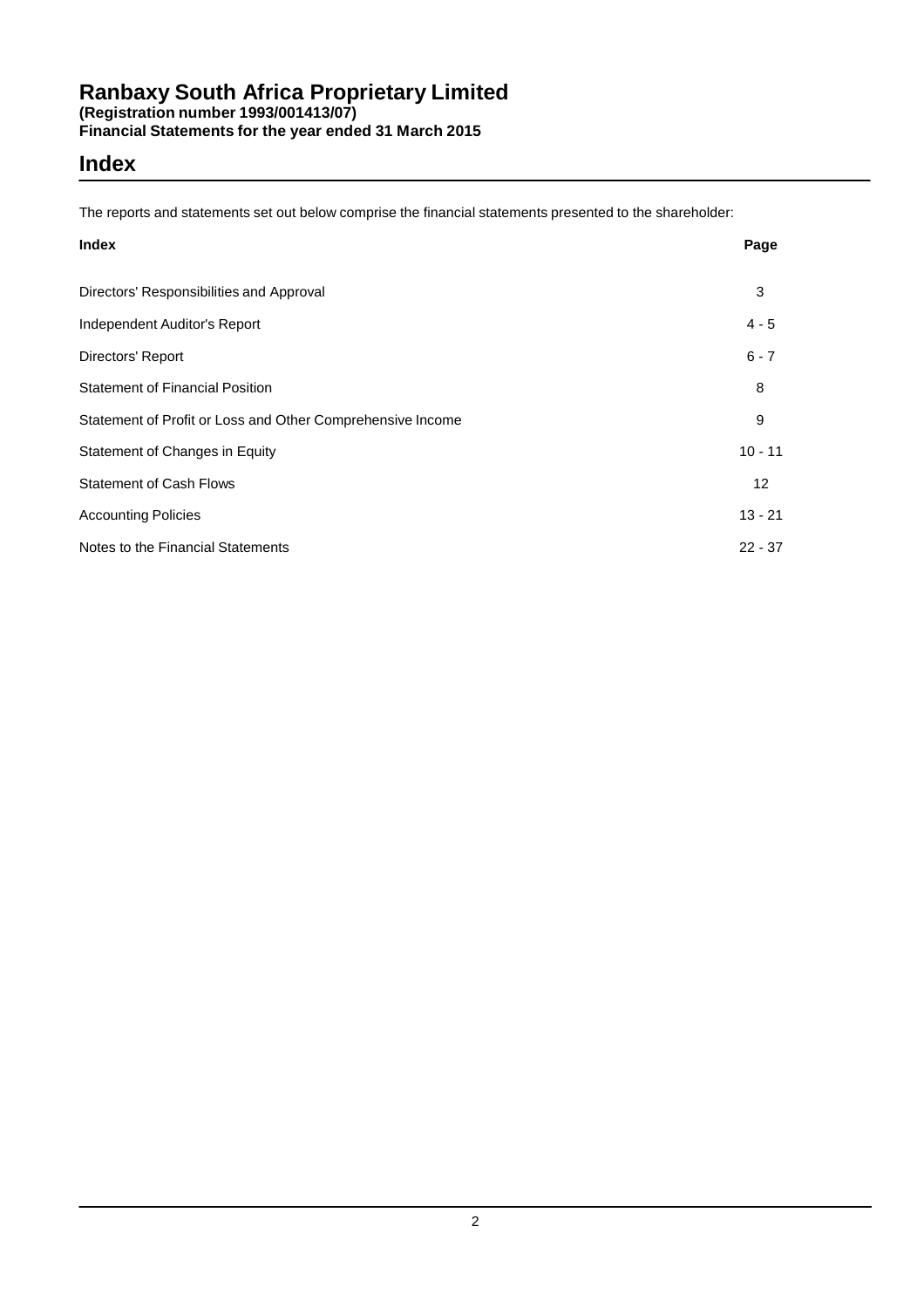# Ranbaxy South Africa Proprietary Limited

**(Registration number 1993/001413/07)**
**Financial Statements for the year ended 31 March 2015**

## Index

The reports and statements set out below comprise the financial statements presented to the shareholder:

| Index | Page |
|---|---|
| Directors' Responsibilities and Approval | 3 |
| Independent Auditor's Report | 4 - 5 |
| Directors' Report | 6 - 7 |
| Statement of Financial Position | 8 |
| Statement of Profit or Loss and Other Comprehensive Income | 9 |
| Statement of Changes in Equity | 10 - 11 |
| Statement of Cash Flows | 12 |
| Accounting Policies | 13 - 21 |
| Notes to the Financial Statements | 22 - 37 |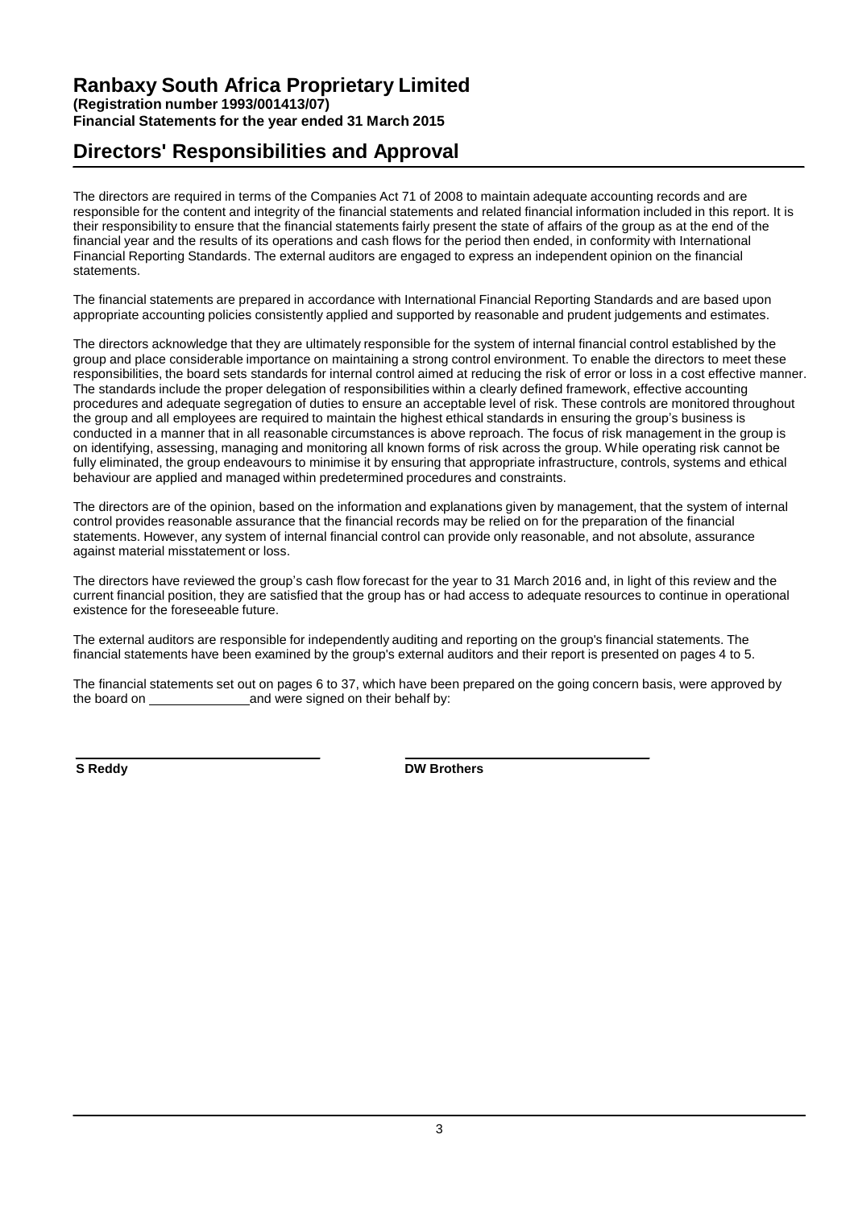# Ranbaxy South Africa Proprietary Limited

**(Registration number 1993/001413/07)**
**Financial Statements for the year ended 31 March 2015**

## Directors' Responsibilities and Approval

The directors are required in terms of the Companies Act 71 of 2008 to maintain adequate accounting records and are responsible for the content and integrity of the financial statements and related financial information included in this report. It is their responsibility to ensure that the financial statements fairly present the state of affairs of the group as at the end of the financial year and the results of its operations and cash flows for the period then ended, in conformity with International Financial Reporting Standards. The external auditors are engaged to express an independent opinion on the financial statements.

The financial statements are prepared in accordance with International Financial Reporting Standards and are based upon appropriate accounting policies consistently applied and supported by reasonable and prudent judgements and estimates.

The directors acknowledge that they are ultimately responsible for the system of internal financial control established by the group and place considerable importance on maintaining a strong control environment. To enable the directors to meet these responsibilities, the board sets standards for internal control aimed at reducing the risk of error or loss in a cost effective manner. The standards include the proper delegation of responsibilities within a clearly defined framework, effective accounting procedures and adequate segregation of duties to ensure an acceptable level of risk. These controls are monitored throughout the group and all employees are required to maintain the highest ethical standards in ensuring the group's business is conducted in a manner that in all reasonable circumstances is above reproach. The focus of risk management in the group is on identifying, assessing, managing and monitoring all known forms of risk across the group. While operating risk cannot be fully eliminated, the group endeavours to minimise it by ensuring that appropriate infrastructure, controls, systems and ethical behaviour are applied and managed within predetermined procedures and constraints.

The directors are of the opinion, based on the information and explanations given by management, that the system of internal control provides reasonable assurance that the financial records may be relied on for the preparation of the financial statements. However, any system of internal financial control can provide only reasonable, and not absolute, assurance against material misstatement or loss.

The directors have reviewed the group's cash flow forecast for the year to 31 March 2016 and, in light of this review and the current financial position, they are satisfied that the group has or had access to adequate resources to continue in operational existence for the foreseeable future.

The external auditors are responsible for independently auditing and reporting on the group's financial statements. The financial statements have been examined by the group's external auditors and their report is presented on pages 4 to 5.

The financial statements set out on pages 6 to 37, which have been prepared on the going concern basis, were approved by the board on ______________ and were signed on their behalf by:

**S Reddy** **DW Brothers**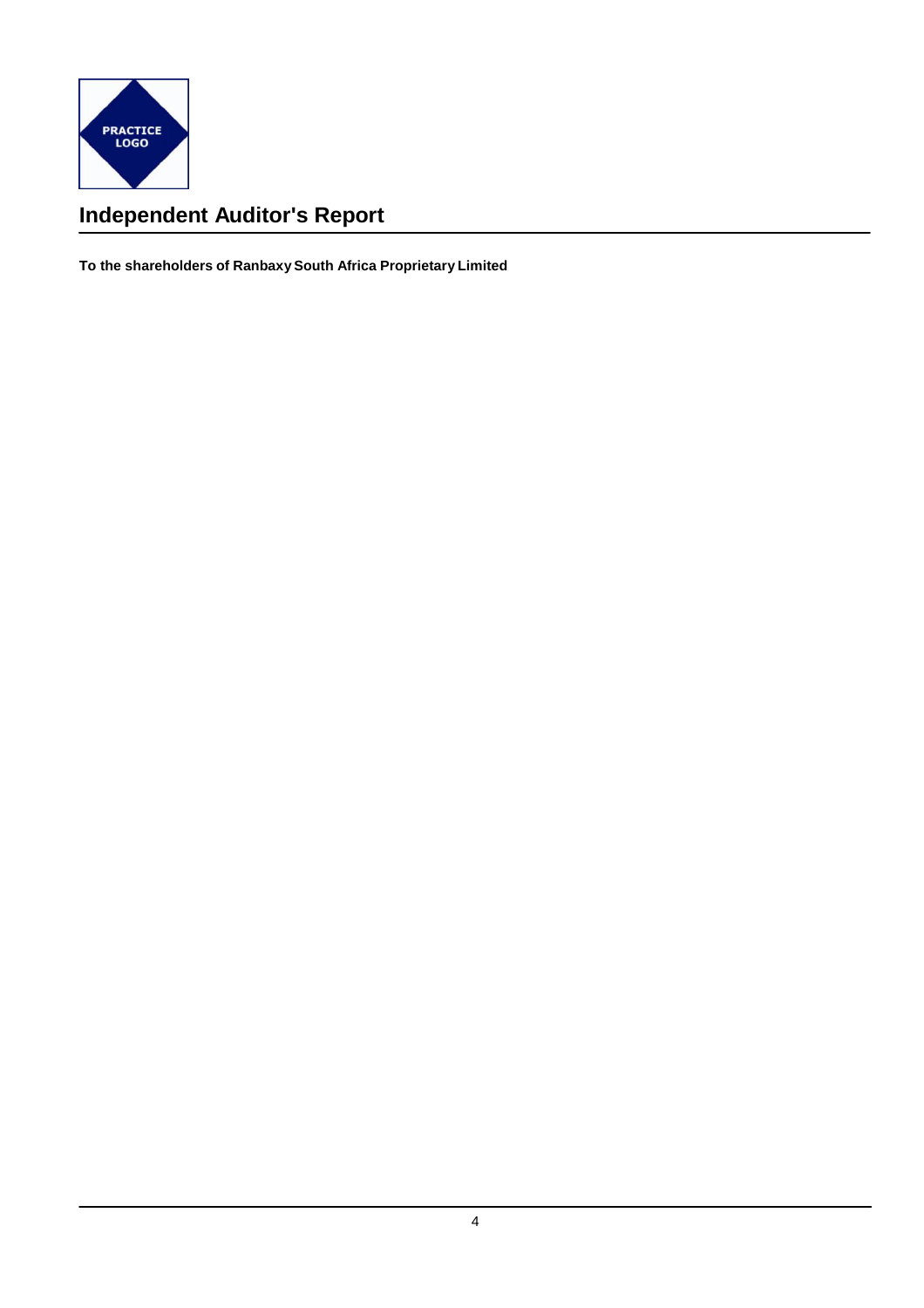# Independent Auditor's Report

**To the shareholders of Ranbaxy South Africa Proprietary Limited**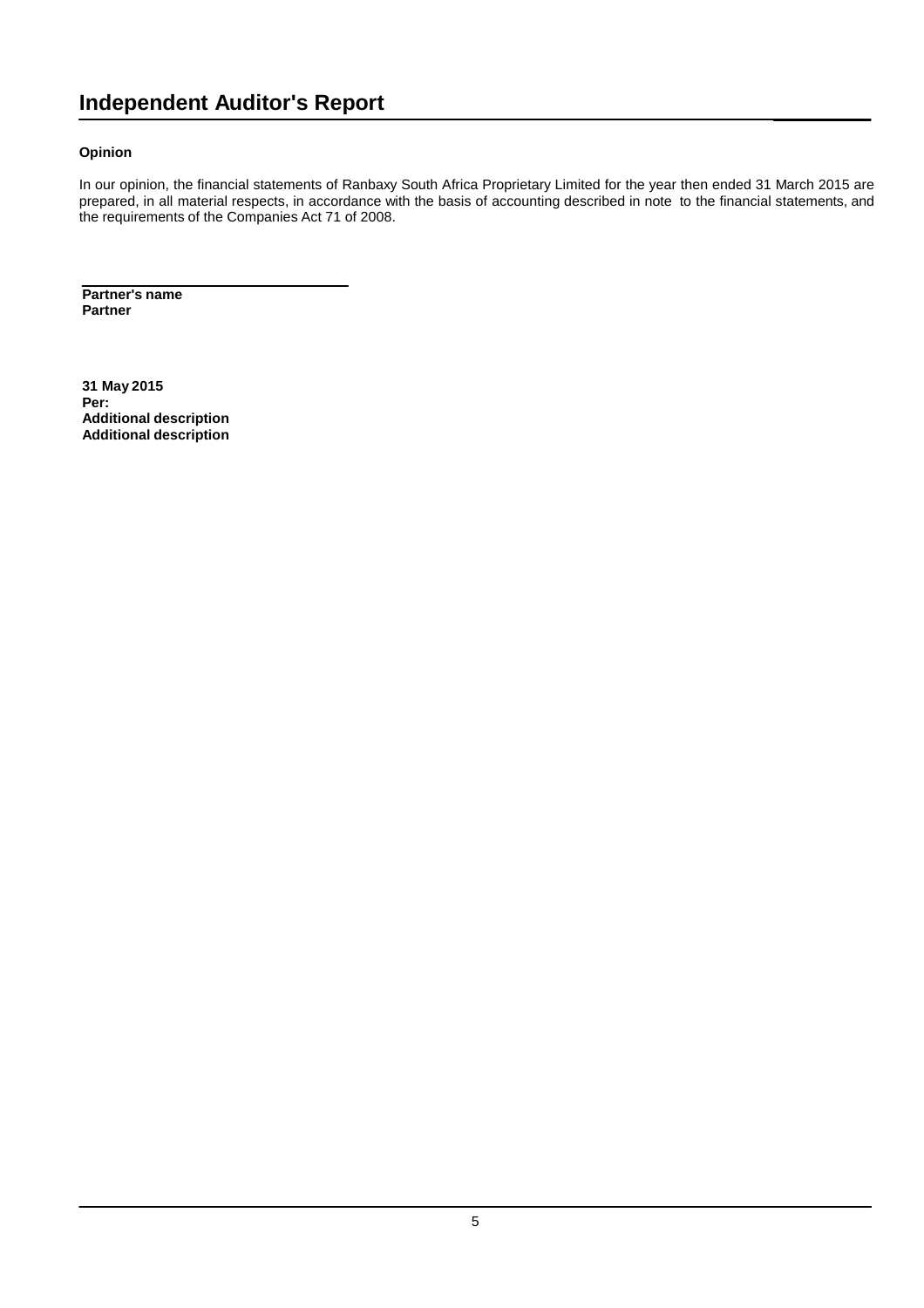# Independent Auditor's Report

**Opinion**

In our opinion, the financial statements of Ranbaxy South Africa Proprietary Limited for the year then ended 31 March 2015 are prepared, in all material respects, in accordance with the basis of accounting described in note  to the financial statements, and the requirements of the Companies Act 71 of 2008.

**Partner's name**
**Partner**

**31 May 2015**
**Per:**
**Additional description**
**Additional description**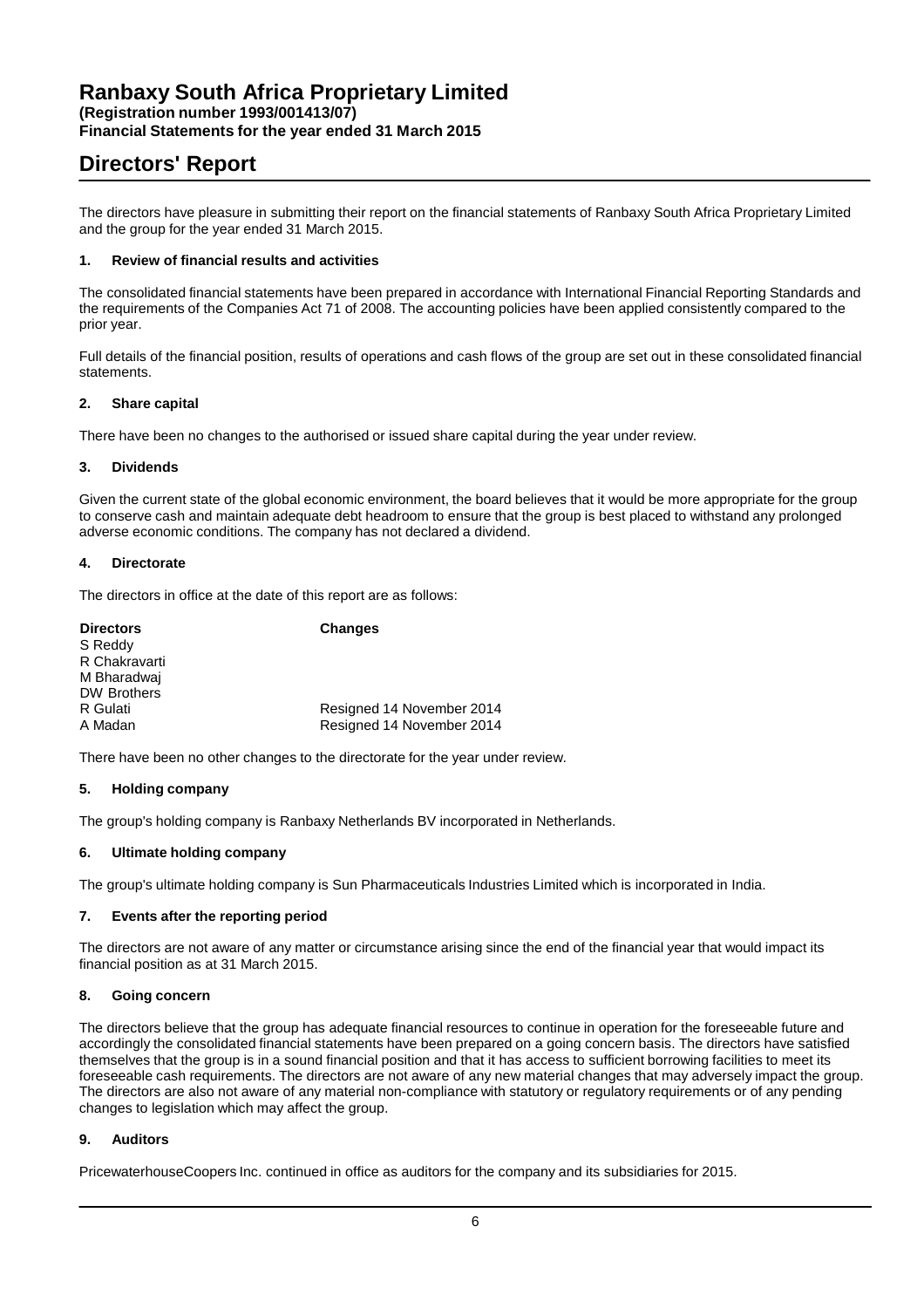# Ranbaxy South Africa Proprietary Limited

**(Registration number 1993/001413/07)**
**Financial Statements for the year ended 31 March 2015**

## Directors' Report

The directors have pleasure in submitting their report on the financial statements of Ranbaxy South Africa Proprietary Limited and the group for the year ended 31 March 2015.

### 1. Review of financial results and activities

The consolidated financial statements have been prepared in accordance with International Financial Reporting Standards and the requirements of the Companies Act 71 of 2008. The accounting policies have been applied consistently compared to the prior year.

Full details of the financial position, results of operations and cash flows of the group are set out in these consolidated financial statements.

### 2. Share capital

There have been no changes to the authorised or issued share capital during the year under review.

### 3. Dividends

Given the current state of the global economic environment, the board believes that it would be more appropriate for the group to conserve cash and maintain adequate debt headroom to ensure that the group is best placed to withstand any prolonged adverse economic conditions. The company has not declared a dividend.

### 4. Directorate

The directors in office at the date of this report are as follows:

| Directors | Changes |
| --- | --- |
| S Reddy | |
| R Chakravarti | |
| M Bharadwaj | |
| DW Brothers | |
| R Gulati | Resigned 14 November 2014 |
| A Madan | Resigned 14 November 2014 |

There have been no other changes to the directorate for the year under review.

### 5. Holding company

The group's holding company is Ranbaxy Netherlands BV incorporated in Netherlands.

### 6. Ultimate holding company

The group's ultimate holding company is Sun Pharmaceuticals Industries Limited which is incorporated in India.

### 7. Events after the reporting period

The directors are not aware of any matter or circumstance arising since the end of the financial year that would impact its financial position as at 31 March 2015.

### 8. Going concern

The directors believe that the group has adequate financial resources to continue in operation for the foreseeable future and accordingly the consolidated financial statements have been prepared on a going concern basis. The directors have satisfied themselves that the group is in a sound financial position and that it has access to sufficient borrowing facilities to meet its foreseeable cash requirements. The directors are not aware of any new material changes that may adversely impact the group. The directors are also not aware of any material non-compliance with statutory or regulatory requirements or of any pending changes to legislation which may affect the group.

### 9. Auditors

PricewaterhouseCoopers Inc. continued in office as auditors for the company and its subsidiaries for 2015.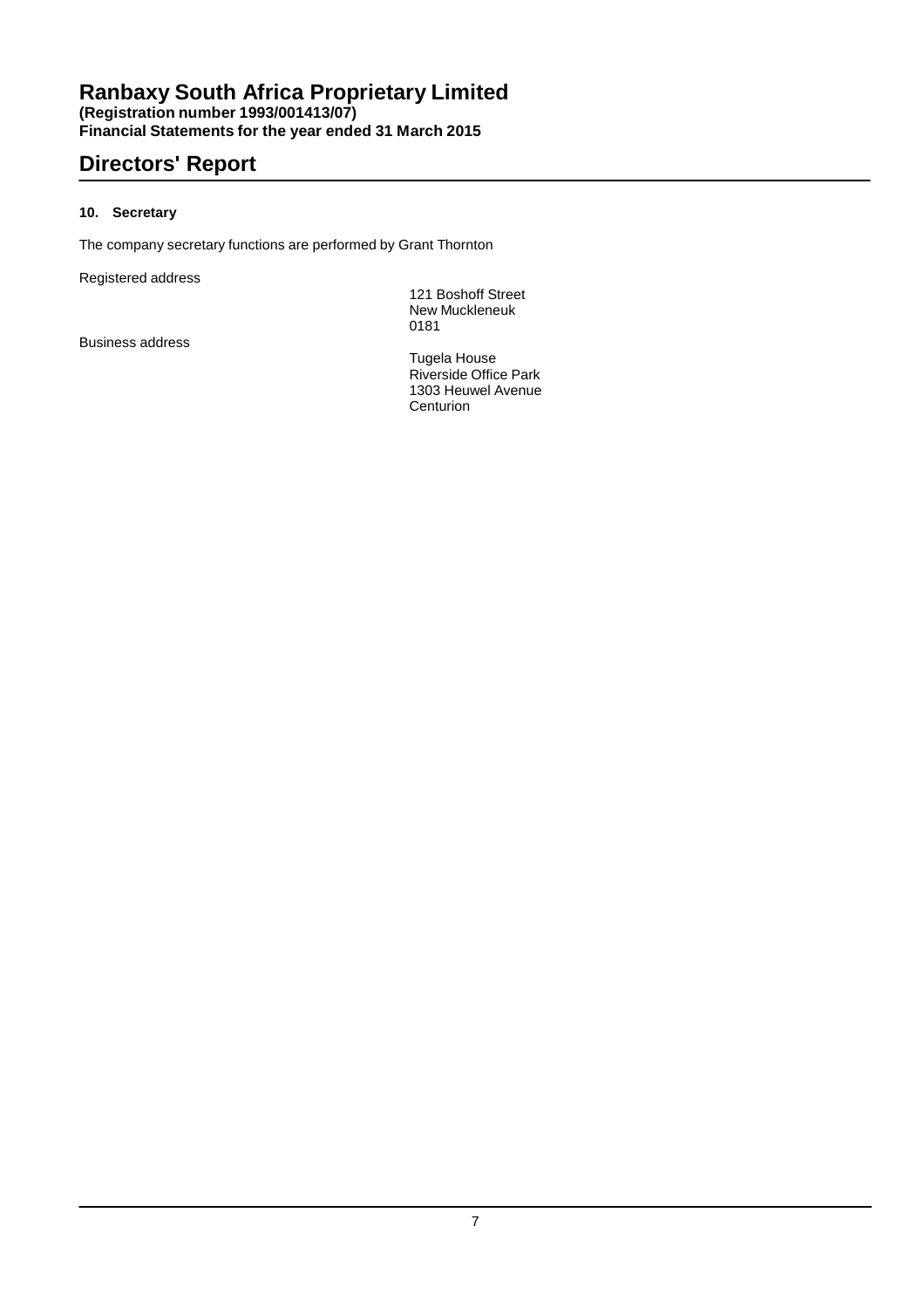# Ranbaxy South Africa Proprietary Limited

**(Registration number 1993/001413/07)**
**Financial Statements for the year ended 31 March 2015**

## Directors' Report

### 10. Secretary

The company secretary functions are performed by Grant Thornton

| | |
|---|---|
| Registered address | 121 Boshoff Street<br>New Muckleneuk<br>0181 |
| Business address | Tugela House<br>Riverside Office Park<br>1303 Heuwel Avenue<br>Centurion |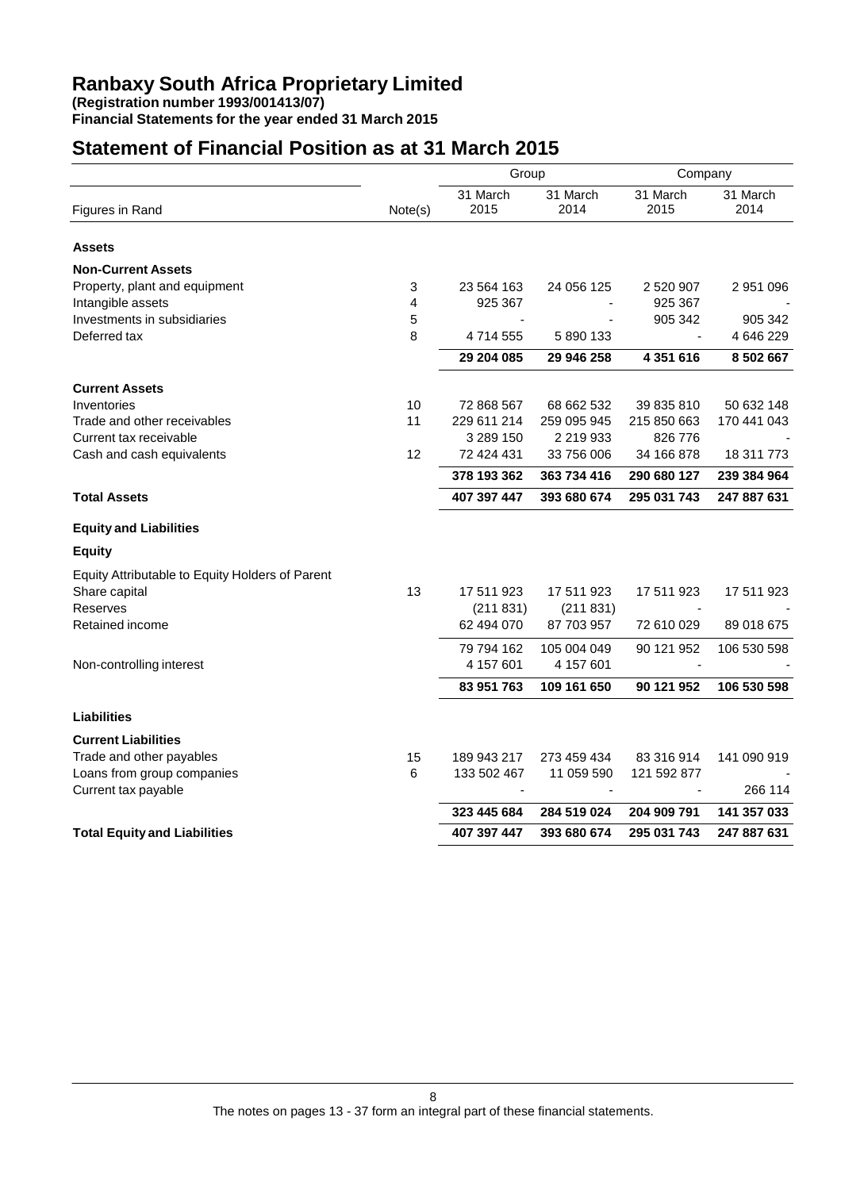# Ranbaxy South Africa Proprietary Limited

**(Registration number 1993/001413/07)**
**Financial Statements for the year ended 31 March 2015**

## Statement of Financial Position as at 31 March 2015

| | | Group | | Company | |
|---|---|---|---|---|---|
| Figures in Rand | Note(s) | 31 March 2015 | 31 March 2014 | 31 March 2015 | 31 March 2014 |
| **Assets** | | | | | |
| **Non-Current Assets** | | | | | |
| Property, plant and equipment | 3 | 23 564 163 | 24 056 125 | 2 520 907 | 2 951 096 |
| Intangible assets | 4 | 925 367 | - | 925 367 | - |
| Investments in subsidiaries | 5 | - | - | 905 342 | 905 342 |
| Deferred tax | 8 | 4 714 555 | 5 890 133 | - | 4 646 229 |
| | | **29 204 085** | **29 946 258** | **4 351 616** | **8 502 667** |
| **Current Assets** | | | | | |
| Inventories | 10 | 72 868 567 | 68 662 532 | 39 835 810 | 50 632 148 |
| Trade and other receivables | 11 | 229 611 214 | 259 095 945 | 215 850 663 | 170 441 043 |
| Current tax receivable | | 3 289 150 | 2 219 933 | 826 776 | - |
| Cash and cash equivalents | 12 | 72 424 431 | 33 756 006 | 34 166 878 | 18 311 773 |
| | | **378 193 362** | **363 734 416** | **290 680 127** | **239 384 964** |
| **Total Assets** | | **407 397 447** | **393 680 674** | **295 031 743** | **247 887 631** |
| **Equity and Liabilities** | | | | | |
| **Equity** | | | | | |
| Equity Attributable to Equity Holders of Parent | | | | | |
| Share capital | 13 | 17 511 923 | 17 511 923 | 17 511 923 | 17 511 923 |
| Reserves | | (211 831) | (211 831) | - | - |
| Retained income | | 62 494 070 | 87 703 957 | 72 610 029 | 89 018 675 |
| | | 79 794 162 | 105 004 049 | 90 121 952 | 106 530 598 |
| Non-controlling interest | | 4 157 601 | 4 157 601 | - | - |
| | | **83 951 763** | **109 161 650** | **90 121 952** | **106 530 598** |
| **Liabilities** | | | | | |
| **Current Liabilities** | | | | | |
| Trade and other payables | 15 | 189 943 217 | 273 459 434 | 83 316 914 | 141 090 919 |
| Loans from group companies | 6 | 133 502 467 | 11 059 590 | 121 592 877 | - |
| Current tax payable | | - | - | - | 266 114 |
| | | **323 445 684** | **284 519 024** | **204 909 791** | **141 357 033** |
| **Total Equity and Liabilities** | | **407 397 447** | **393 680 674** | **295 031 743** | **247 887 631** |

The notes on pages 13 - 37 form an integral part of these financial statements.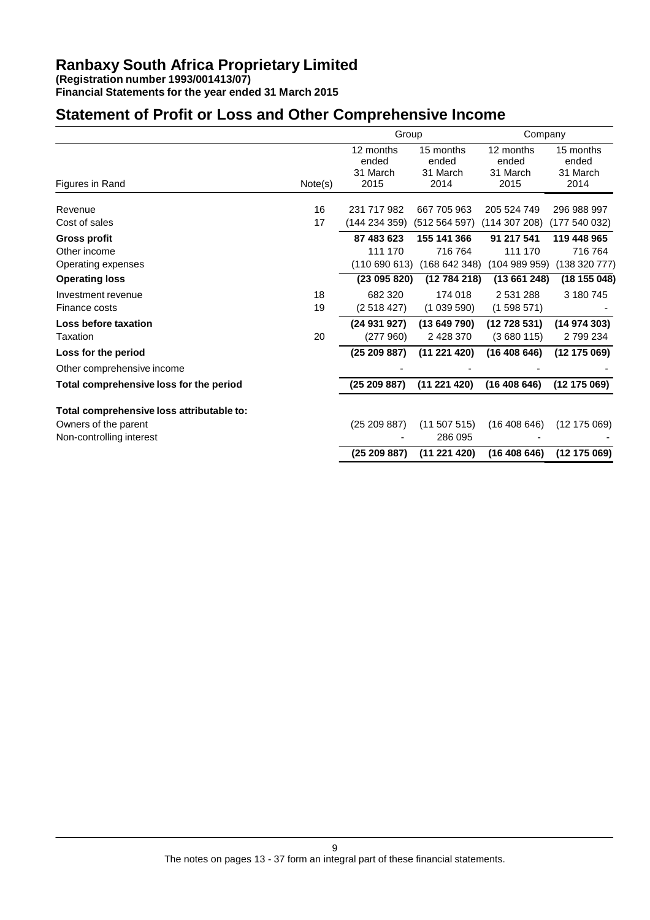# Ranbaxy South Africa Proprietary Limited

**(Registration number 1993/001413/07)**
**Financial Statements for the year ended 31 March 2015**

## Statement of Profit or Loss and Other Comprehensive Income

| | | Group | | Company | |
|---|---|---|---|---|---|
| Figures in Rand | Note(s) | 12 months ended 31 March 2015 | 15 months ended 31 March 2014 | 12 months ended 31 March 2015 | 15 months ended 31 March 2014 |
| Revenue | 16 | 231 717 982 | 667 705 963 | 205 524 749 | 296 988 997 |
| Cost of sales | 17 | (144 234 359) | (512 564 597) | (114 307 208) | (177 540 032) |
| **Gross profit** | | **87 483 623** | **155 141 366** | **91 217 541** | **119 448 965** |
| Other income | | 111 170 | 716 764 | 111 170 | 716 764 |
| Operating expenses | | (110 690 613) | (168 642 348) | (104 989 959) | (138 320 777) |
| **Operating loss** | | **(23 095 820)** | **(12 784 218)** | **(13 661 248)** | **(18 155 048)** |
| Investment revenue | 18 | 682 320 | 174 018 | 2 531 288 | 3 180 745 |
| Finance costs | 19 | (2 518 427) | (1 039 590) | (1 598 571) | - |
| **Loss before taxation** | | **(24 931 927)** | **(13 649 790)** | **(12 728 531)** | **(14 974 303)** |
| Taxation | 20 | (277 960) | 2 428 370 | (3 680 115) | 2 799 234 |
| **Loss for the period** | | **(25 209 887)** | **(11 221 420)** | **(16 408 646)** | **(12 175 069)** |
| Other comprehensive income | | - | - | - | - |
| **Total comprehensive loss for the period** | | **(25 209 887)** | **(11 221 420)** | **(16 408 646)** | **(12 175 069)** |
| **Total comprehensive loss attributable to:** | | | | | |
| Owners of the parent | | (25 209 887) | (11 507 515) | (16 408 646) | (12 175 069) |
| Non-controlling interest | | - | 286 095 | - | - |
| | | **(25 209 887)** | **(11 221 420)** | **(16 408 646)** | **(12 175 069)** |

The notes on pages 13 - 37 form an integral part of these financial statements.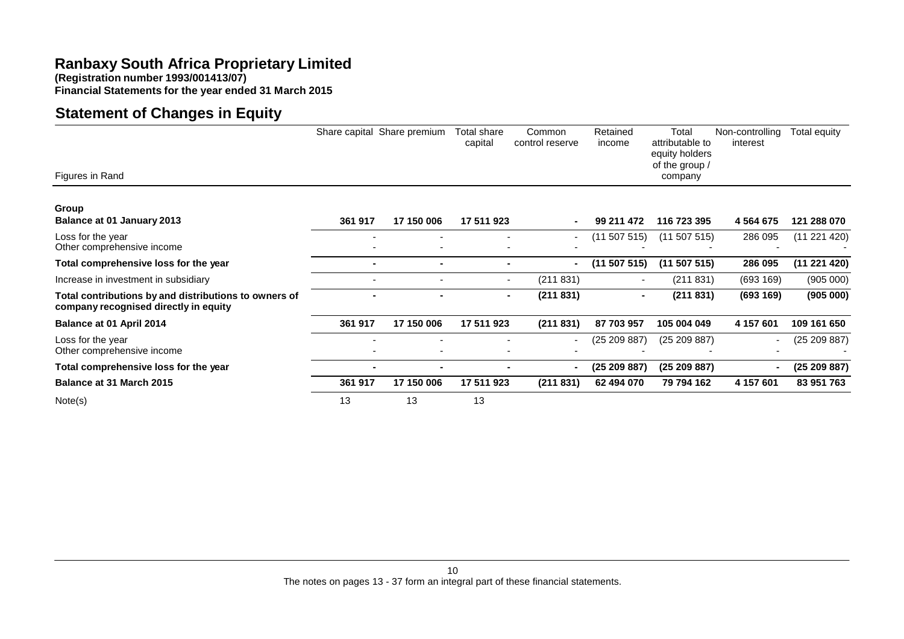# Ranbaxy South Africa Proprietary Limited

**(Registration number 1993/001413/07)**
**Financial Statements for the year ended 31 March 2015**

## Statement of Changes in Equity

| Figures in Rand | Share capital | Share premium | Total share capital | Common control reserve | Retained income | Total attributable to equity holders of the group / company | Non-controlling interest | Total equity |
|---|---|---|---|---|---|---|---|---|
| **Group** | | | | | | | | |
| **Balance at 01 January 2013** | **361 917** | **17 150 006** | **17 511 923** | **-** | **99 211 472** | **116 723 395** | **4 564 675** | **121 288 070** |
| Loss for the year | - | - | - | - | (11 507 515) | (11 507 515) | 286 095 | (11 221 420) |
| Other comprehensive income | - | - | - | - | - | - | - | - |
| **Total comprehensive loss for the year** | **-** | **-** | **-** | **-** | **(11 507 515)** | **(11 507 515)** | **286 095** | **(11 221 420)** |
| Increase in investment in subsidiary | - | - | - | (211 831) | - | (211 831) | (693 169) | (905 000) |
| **Total contributions by and distributions to owners of company recognised directly in equity** | **-** | **-** | **-** | **(211 831)** | **-** | **(211 831)** | **(693 169)** | **(905 000)** |
| **Balance at 01 April 2014** | **361 917** | **17 150 006** | **17 511 923** | **(211 831)** | **87 703 957** | **105 004 049** | **4 157 601** | **109 161 650** |
| Loss for the year | - | - | - | - | (25 209 887) | (25 209 887) | - | (25 209 887) |
| Other comprehensive income | - | - | - | - | - | - | - | - |
| **Total comprehensive loss for the year** | **-** | **-** | **-** | **-** | **(25 209 887)** | **(25 209 887)** | **-** | **(25 209 887)** |
| **Balance at 31 March 2015** | **361 917** | **17 150 006** | **17 511 923** | **(211 831)** | **62 494 070** | **79 794 162** | **4 157 601** | **83 951 763** |
| Note(s) | 13 | 13 | 13 | | | | | |

The notes on pages 13 - 37 form an integral part of these financial statements.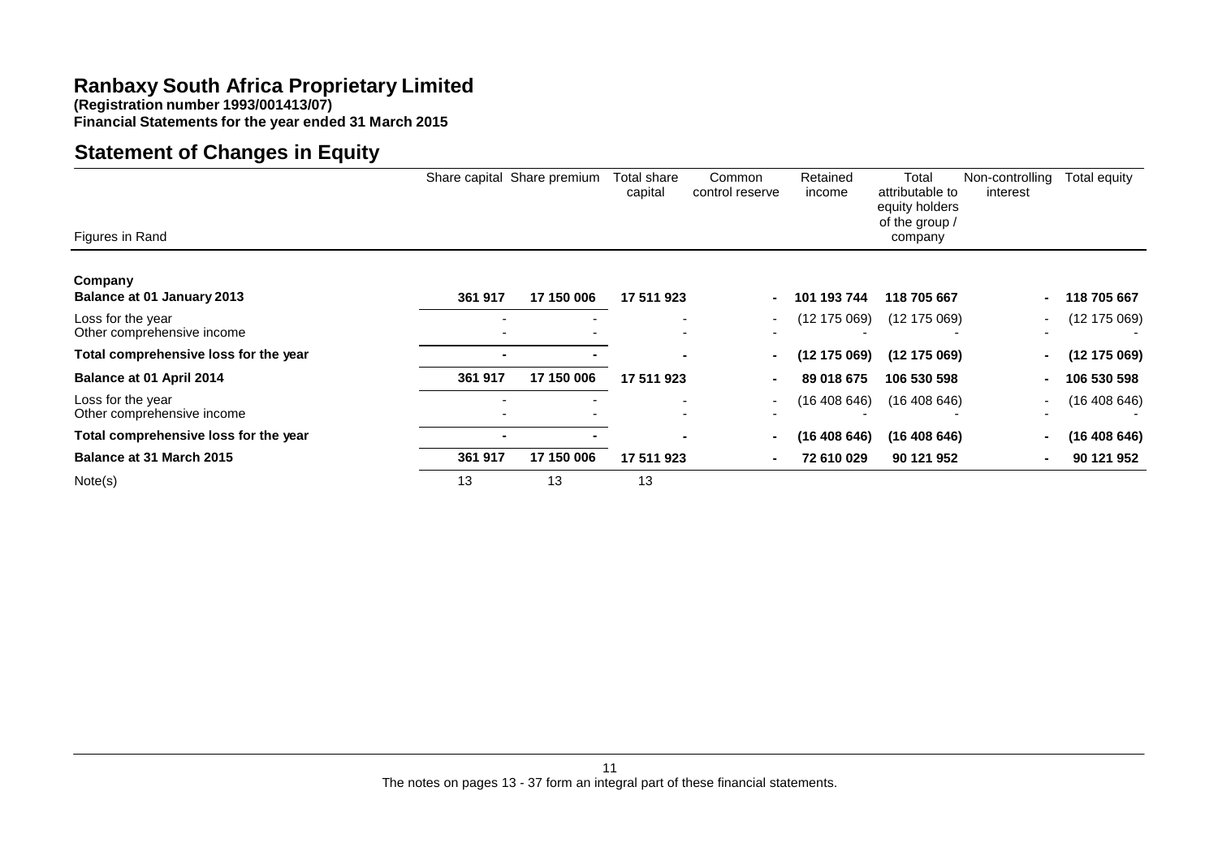# Ranbaxy South Africa Proprietary Limited

**(Registration number 1993/001413/07)**
**Financial Statements for the year ended 31 March 2015**

## Statement of Changes in Equity

| Figures in Rand | Share capital | Share premium | Total share capital | Common control reserve | Retained income | Total attributable to equity holders of the group / company | Non-controlling interest | Total equity |
|---|---|---|---|---|---|---|---|---|
| **Company** | | | | | | | | |
| **Balance at 01 January 2013** | **361 917** | **17 150 006** | **17 511 923** | **-** | **101 193 744** | **118 705 667** | **-** | **118 705 667** |
| Loss for the year | - | - | - | - | (12 175 069) | (12 175 069) | - | (12 175 069) |
| Other comprehensive income | - | - | - | - | - | - | - | - |
| **Total comprehensive loss for the year** | **-** | **-** | **-** | **-** | **(12 175 069)** | **(12 175 069)** | **-** | **(12 175 069)** |
| **Balance at 01 April 2014** | **361 917** | **17 150 006** | **17 511 923** | **-** | **89 018 675** | **106 530 598** | **-** | **106 530 598** |
| Loss for the year | - | - | - | - | (16 408 646) | (16 408 646) | - | (16 408 646) |
| Other comprehensive income | - | - | - | - | - | - | - | - |
| **Total comprehensive loss for the year** | **-** | **-** | **-** | **-** | **(16 408 646)** | **(16 408 646)** | **-** | **(16 408 646)** |
| **Balance at 31 March 2015** | **361 917** | **17 150 006** | **17 511 923** | **-** | **72 610 029** | **90 121 952** | **-** | **90 121 952** |
| Note(s) | 13 | 13 | 13 | | | | | |

The notes on pages 13 - 37 form an integral part of these financial statements.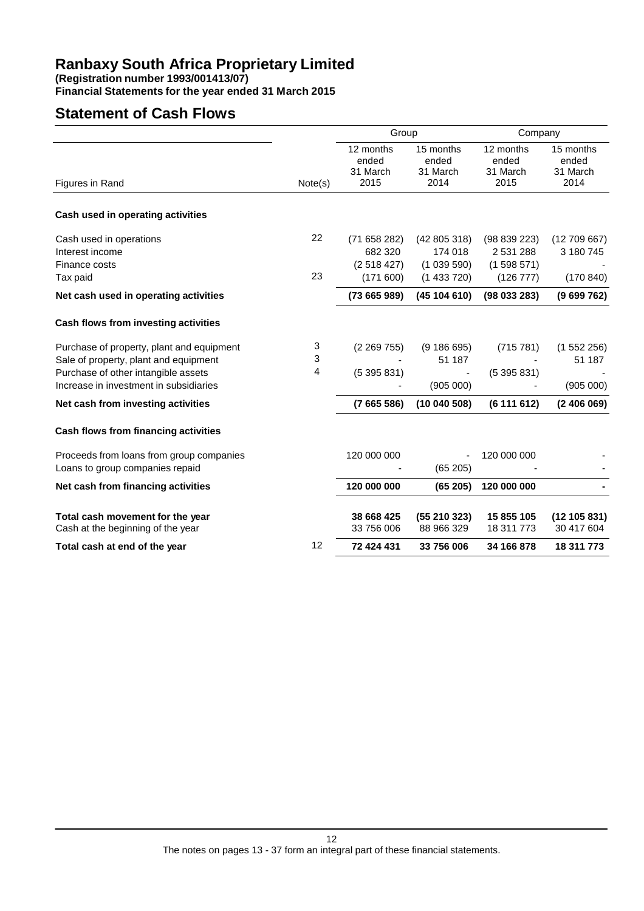# Ranbaxy South Africa Proprietary Limited

**(Registration number 1993/001413/07)**
**Financial Statements for the year ended 31 March 2015**

## Statement of Cash Flows

| | | Group | | Company | |
|---|---|---|---|---|---|
| Figures in Rand | Note(s) | 12 months ended 31 March 2015 | 15 months ended 31 March 2014 | 12 months ended 31 March 2015 | 15 months ended 31 March 2014 |
| **Cash used in operating activities** | | | | | |
| Cash used in operations | 22 | (71 658 282) | (42 805 318) | (98 839 223) | (12 709 667) |
| Interest income | | 682 320 | 174 018 | 2 531 288 | 3 180 745 |
| Finance costs | | (2 518 427) | (1 039 590) | (1 598 571) | - |
| Tax paid | 23 | (171 600) | (1 433 720) | (126 777) | (170 840) |
| **Net cash used in operating activities** | | **(73 665 989)** | **(45 104 610)** | **(98 033 283)** | **(9 699 762)** |
| **Cash flows from investing activities** | | | | | |
| Purchase of property, plant and equipment | 3 | (2 269 755) | (9 186 695) | (715 781) | (1 552 256) |
| Sale of property, plant and equipment | 3 | - | 51 187 | - | 51 187 |
| Purchase of other intangible assets | 4 | (5 395 831) | - | (5 395 831) | - |
| Increase in investment in subsidiaries | | - | (905 000) | - | (905 000) |
| **Net cash from investing activities** | | **(7 665 586)** | **(10 040 508)** | **(6 111 612)** | **(2 406 069)** |
| **Cash flows from financing activities** | | | | | |
| Proceeds from loans from group companies | | 120 000 000 | - | 120 000 000 | - |
| Loans to group companies repaid | | - | (65 205) | - | - |
| **Net cash from financing activities** | | **120 000 000** | **(65 205)** | **120 000 000** | **-** |
| **Total cash movement for the year** | | **38 668 425** | **(55 210 323)** | **15 855 105** | **(12 105 831)** |
| Cash at the beginning of the year | | 33 756 006 | 88 966 329 | 18 311 773 | 30 417 604 |
| **Total cash at end of the year** | 12 | **72 424 431** | **33 756 006** | **34 166 878** | **18 311 773** |

The notes on pages 13 - 37 form an integral part of these financial statements.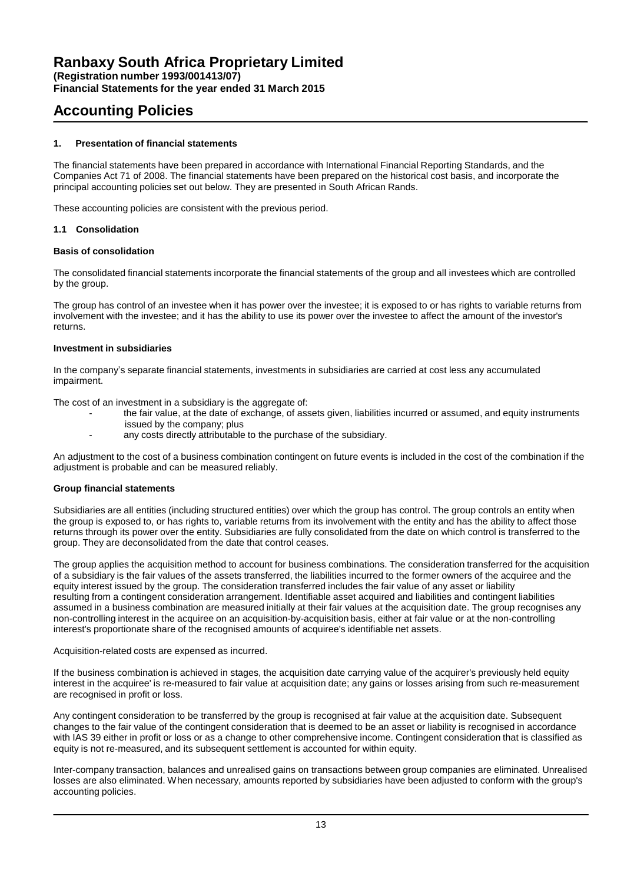# Ranbaxy South Africa Proprietary Limited

**(Registration number 1993/001413/07)**
**Financial Statements for the year ended 31 March 2015**

## Accounting Policies

### 1. Presentation of financial statements

The financial statements have been prepared in accordance with International Financial Reporting Standards, and the Companies Act 71 of 2008. The financial statements have been prepared on the historical cost basis, and incorporate the principal accounting policies set out below. They are presented in South African Rands.

These accounting policies are consistent with the previous period.

### 1.1 Consolidation

**Basis of consolidation**

The consolidated financial statements incorporate the financial statements of the group and all investees which are controlled by the group.

The group has control of an investee when it has power over the investee; it is exposed to or has rights to variable returns from involvement with the investee; and it has the ability to use its power over the investee to affect the amount of the investor's returns.

**Investment in subsidiaries**

In the company's separate financial statements, investments in subsidiaries are carried at cost less any accumulated impairment.

The cost of an investment in a subsidiary is the aggregate of:

- the fair value, at the date of exchange, of assets given, liabilities incurred or assumed, and equity instruments issued by the company; plus
- any costs directly attributable to the purchase of the subsidiary.

An adjustment to the cost of a business combination contingent on future events is included in the cost of the combination if the adjustment is probable and can be measured reliably.

**Group financial statements**

Subsidiaries are all entities (including structured entities) over which the group has control. The group controls an entity when the group is exposed to, or has rights to, variable returns from its involvement with the entity and has the ability to affect those returns through its power over the entity. Subsidiaries are fully consolidated from the date on which control is transferred to the group. They are deconsolidated from the date that control ceases.

The group applies the acquisition method to account for business combinations. The consideration transferred for the acquisition of a subsidiary is the fair values of the assets transferred, the liabilities incurred to the former owners of the acquiree and the equity interest issued by the group. The consideration transferred includes the fair value of any asset or liability resulting from a contingent consideration arrangement. Identifiable asset acquired and liabilities and contingent liabilities assumed in a business combination are measured initially at their fair values at the acquisition date. The group recognises any non-controlling interest in the acquiree on an acquisition-by-acquisition basis, either at fair value or at the non-controlling interest's proportionate share of the recognised amounts of acquiree's identifiable net assets.

Acquisition-related costs are expensed as incurred.

If the business combination is achieved in stages, the acquisition date carrying value of the acquirer's previously held equity interest in the acquiree' is re-measured to fair value at acquisition date; any gains or losses arising from such re-measurement are recognised in profit or loss.

Any contingent consideration to be transferred by the group is recognised at fair value at the acquisition date. Subsequent changes to the fair value of the contingent consideration that is deemed to be an asset or liability is recognised in accordance with IAS 39 either in profit or loss or as a change to other comprehensive income. Contingent consideration that is classified as equity is not re-measured, and its subsequent settlement is accounted for within equity.

Inter-company transaction, balances and unrealised gains on transactions between group companies are eliminated. Unrealised losses are also eliminated. When necessary, amounts reported by subsidiaries have been adjusted to conform with the group's accounting policies.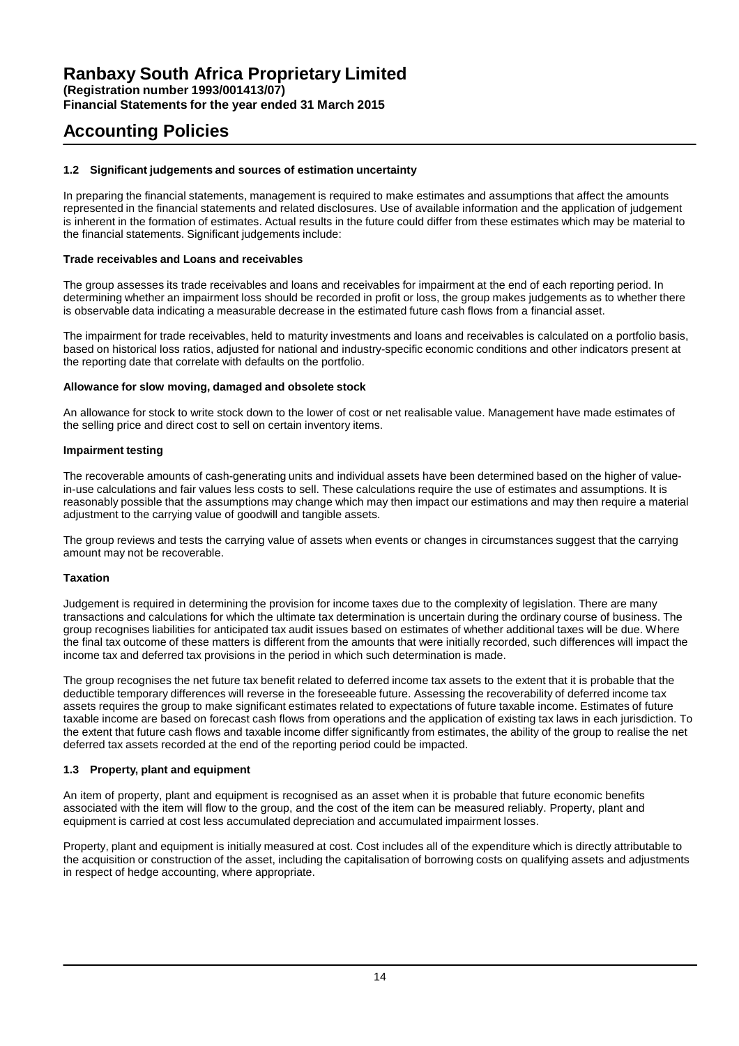## 1.2 Significant judgements and sources of estimation uncertainty

In preparing the financial statements, management is required to make estimates and assumptions that affect the amounts represented in the financial statements and related disclosures. Use of available information and the application of judgement is inherent in the formation of estimates. Actual results in the future could differ from these estimates which may be material to the financial statements. Significant judgements include:

**Trade receivables and Loans and receivables**

The group assesses its trade receivables and loans and receivables for impairment at the end of each reporting period. In determining whether an impairment loss should be recorded in profit or loss, the group makes judgements as to whether there is observable data indicating a measurable decrease in the estimated future cash flows from a financial asset.

The impairment for trade receivables, held to maturity investments and loans and receivables is calculated on a portfolio basis, based on historical loss ratios, adjusted for national and industry-specific economic conditions and other indicators present at the reporting date that correlate with defaults on the portfolio.

**Allowance for slow moving, damaged and obsolete stock**

An allowance for stock to write stock down to the lower of cost or net realisable value. Management have made estimates of the selling price and direct cost to sell on certain inventory items.

**Impairment testing**

The recoverable amounts of cash-generating units and individual assets have been determined based on the higher of value-in-use calculations and fair values less costs to sell. These calculations require the use of estimates and assumptions. It is reasonably possible that the assumptions may change which may then impact our estimations and may then require a material adjustment to the carrying value of goodwill and tangible assets.

The group reviews and tests the carrying value of assets when events or changes in circumstances suggest that the carrying amount may not be recoverable.

**Taxation**

Judgement is required in determining the provision for income taxes due to the complexity of legislation. There are many transactions and calculations for which the ultimate tax determination is uncertain during the ordinary course of business. The group recognises liabilities for anticipated tax audit issues based on estimates of whether additional taxes will be due. Where the final tax outcome of these matters is different from the amounts that were initially recorded, such differences will impact the income tax and deferred tax provisions in the period in which such determination is made.

The group recognises the net future tax benefit related to deferred income tax assets to the extent that it is probable that the deductible temporary differences will reverse in the foreseeable future. Assessing the recoverability of deferred income tax assets requires the group to make significant estimates related to expectations of future taxable income. Estimates of future taxable income are based on forecast cash flows from operations and the application of existing tax laws in each jurisdiction. To the extent that future cash flows and taxable income differ significantly from estimates, the ability of the group to realise the net deferred tax assets recorded at the end of the reporting period could be impacted.

## 1.3 Property, plant and equipment

An item of property, plant and equipment is recognised as an asset when it is probable that future economic benefits associated with the item will flow to the group, and the cost of the item can be measured reliably. Property, plant and equipment is carried at cost less accumulated depreciation and accumulated impairment losses.

Property, plant and equipment is initially measured at cost. Cost includes all of the expenditure which is directly attributable to the acquisition or construction of the asset, including the capitalisation of borrowing costs on qualifying assets and adjustments in respect of hedge accounting, where appropriate.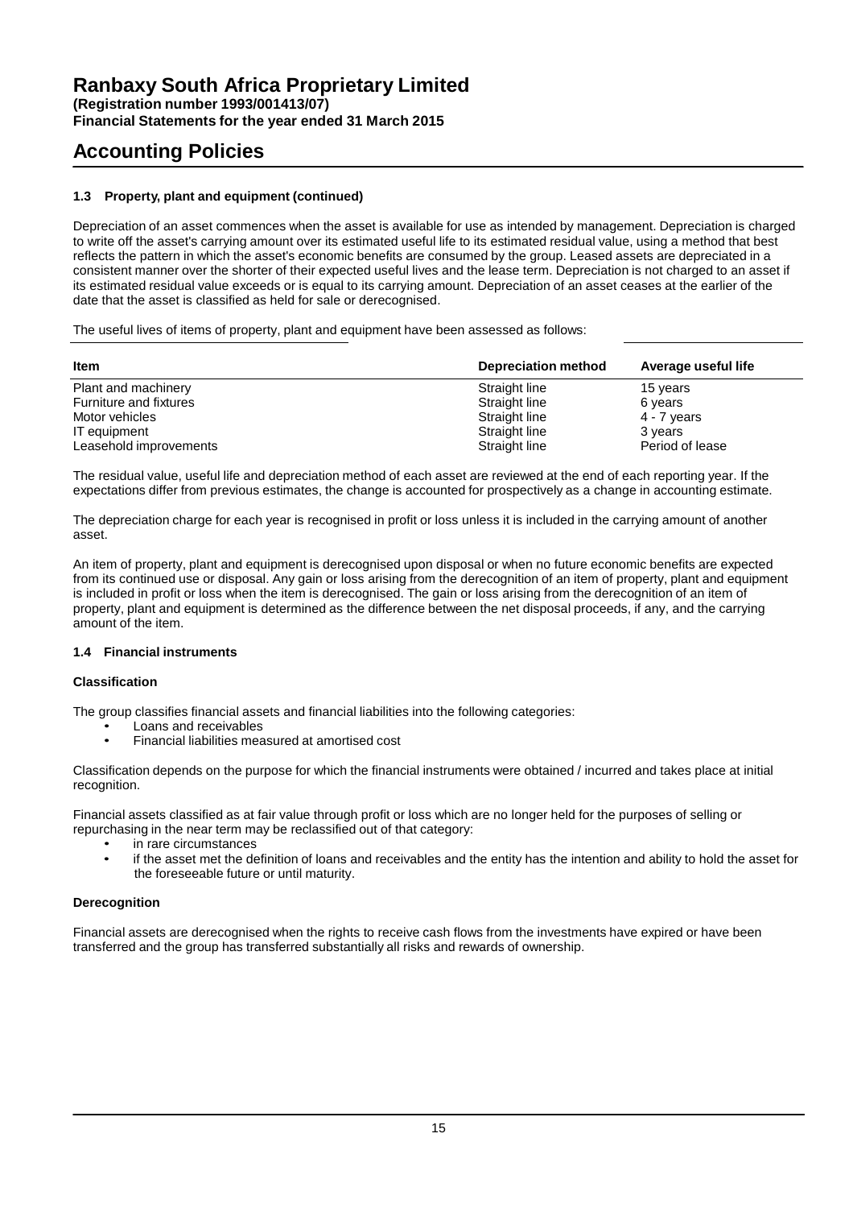# Accounting Policies

### 1.3 Property, plant and equipment (continued)

Depreciation of an asset commences when the asset is available for use as intended by management. Depreciation is charged to write off the asset's carrying amount over its estimated useful life to its estimated residual value, using a method that best reflects the pattern in which the asset's economic benefits are consumed by the group. Leased assets are depreciated in a consistent manner over the shorter of their expected useful lives and the lease term. Depreciation is not charged to an asset if its estimated residual value exceeds or is equal to its carrying amount. Depreciation of an asset ceases at the earlier of the date that the asset is classified as held for sale or derecognised.

The useful lives of items of property, plant and equipment have been assessed as follows:

| Item | Depreciation method | Average useful life |
|---|---|---|
| Plant and machinery | Straight line | 15 years |
| Furniture and fixtures | Straight line | 6 years |
| Motor vehicles | Straight line | 4 - 7 years |
| IT equipment | Straight line | 3 years |
| Leasehold improvements | Straight line | Period of lease |

The residual value, useful life and depreciation method of each asset are reviewed at the end of each reporting year. If the expectations differ from previous estimates, the change is accounted for prospectively as a change in accounting estimate.

The depreciation charge for each year is recognised in profit or loss unless it is included in the carrying amount of another asset.

An item of property, plant and equipment is derecognised upon disposal or when no future economic benefits are expected from its continued use or disposal. Any gain or loss arising from the derecognition of an item of property, plant and equipment is included in profit or loss when the item is derecognised. The gain or loss arising from the derecognition of an item of property, plant and equipment is determined as the difference between the net disposal proceeds, if any, and the carrying amount of the item.

### 1.4 Financial instruments

#### Classification

The group classifies financial assets and financial liabilities into the following categories:

- Loans and receivables
- Financial liabilities measured at amortised cost

Classification depends on the purpose for which the financial instruments were obtained / incurred and takes place at initial recognition.

Financial assets classified as at fair value through profit or loss which are no longer held for the purposes of selling or repurchasing in the near term may be reclassified out of that category:

- in rare circumstances
- if the asset met the definition of loans and receivables and the entity has the intention and ability to hold the asset for the foreseeable future or until maturity.

#### Derecognition

Financial assets are derecognised when the rights to receive cash flows from the investments have expired or have been transferred and the group has transferred substantially all risks and rewards of ownership.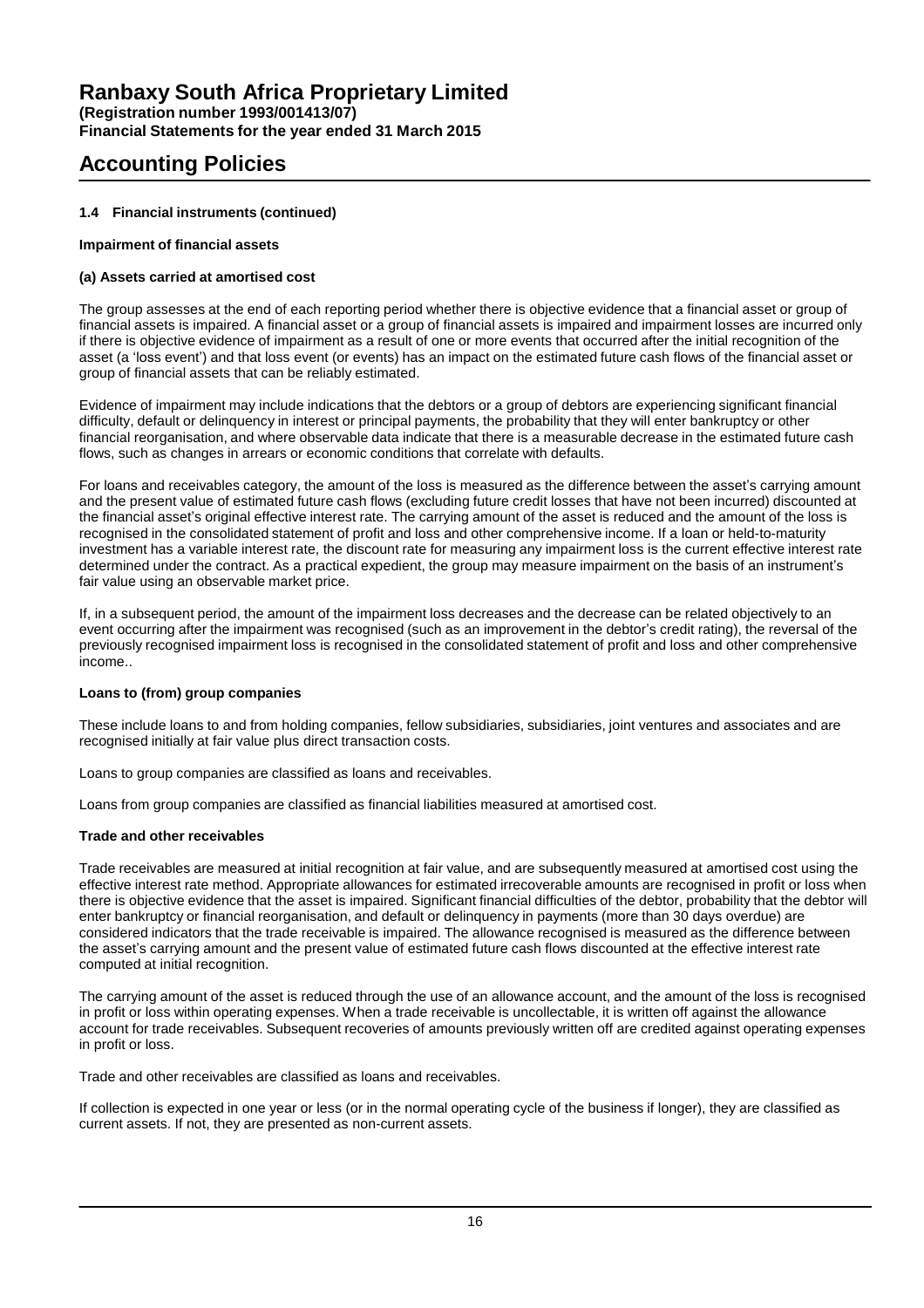# Ranbaxy South Africa Proprietary Limited

**(Registration number 1993/001413/07)**
**Financial Statements for the year ended 31 March 2015**

## Accounting Policies

### 1.4 Financial instruments (continued)

**Impairment of financial assets**

**(a) Assets carried at amortised cost**

The group assesses at the end of each reporting period whether there is objective evidence that a financial asset or group of financial assets is impaired. A financial asset or a group of financial assets is impaired and impairment losses are incurred only if there is objective evidence of impairment as a result of one or more events that occurred after the initial recognition of the asset (a 'loss event') and that loss event (or events) has an impact on the estimated future cash flows of the financial asset or group of financial assets that can be reliably estimated.

Evidence of impairment may include indications that the debtors or a group of debtors are experiencing significant financial difficulty, default or delinquency in interest or principal payments, the probability that they will enter bankruptcy or other financial reorganisation, and where observable data indicate that there is a measurable decrease in the estimated future cash flows, such as changes in arrears or economic conditions that correlate with defaults.

For loans and receivables category, the amount of the loss is measured as the difference between the asset's carrying amount and the present value of estimated future cash flows (excluding future credit losses that have not been incurred) discounted at the financial asset's original effective interest rate. The carrying amount of the asset is reduced and the amount of the loss is recognised in the consolidated statement of profit and loss and other comprehensive income. If a loan or held-to-maturity investment has a variable interest rate, the discount rate for measuring any impairment loss is the current effective interest rate determined under the contract. As a practical expedient, the group may measure impairment on the basis of an instrument's fair value using an observable market price.

If, in a subsequent period, the amount of the impairment loss decreases and the decrease can be related objectively to an event occurring after the impairment was recognised (such as an improvement in the debtor's credit rating), the reversal of the previously recognised impairment loss is recognised in the consolidated statement of profit and loss and other comprehensive income..

**Loans to (from) group companies**

These include loans to and from holding companies, fellow subsidiaries, subsidiaries, joint ventures and associates and are recognised initially at fair value plus direct transaction costs.

Loans to group companies are classified as loans and receivables.

Loans from group companies are classified as financial liabilities measured at amortised cost.

**Trade and other receivables**

Trade receivables are measured at initial recognition at fair value, and are subsequently measured at amortised cost using the effective interest rate method. Appropriate allowances for estimated irrecoverable amounts are recognised in profit or loss when there is objective evidence that the asset is impaired. Significant financial difficulties of the debtor, probability that the debtor will enter bankruptcy or financial reorganisation, and default or delinquency in payments (more than 30 days overdue) are considered indicators that the trade receivable is impaired. The allowance recognised is measured as the difference between the asset's carrying amount and the present value of estimated future cash flows discounted at the effective interest rate computed at initial recognition.

The carrying amount of the asset is reduced through the use of an allowance account, and the amount of the loss is recognised in profit or loss within operating expenses. When a trade receivable is uncollectable, it is written off against the allowance account for trade receivables. Subsequent recoveries of amounts previously written off are credited against operating expenses in profit or loss.

Trade and other receivables are classified as loans and receivables.

If collection is expected in one year or less (or in the normal operating cycle of the business if longer), they are classified as current assets. If not, they are presented as non-current assets.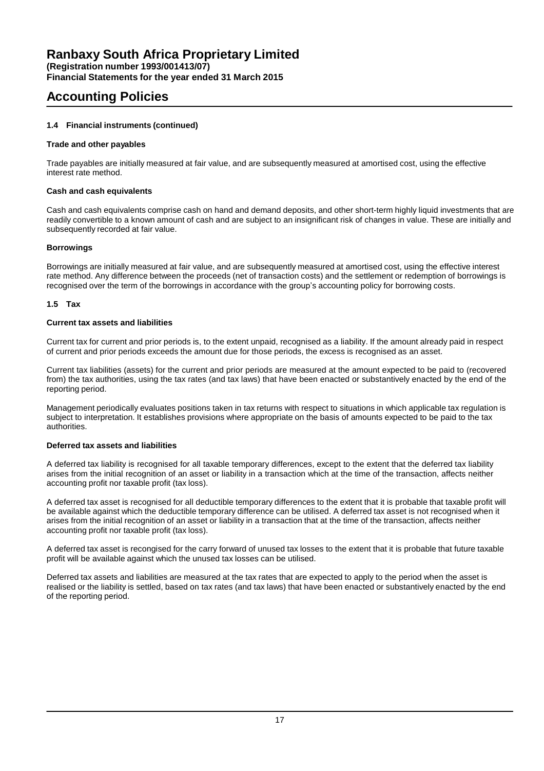## 1.4 Financial instruments (continued)

### Trade and other payables

Trade payables are initially measured at fair value, and are subsequently measured at amortised cost, using the effective interest rate method.

### Cash and cash equivalents

Cash and cash equivalents comprise cash on hand and demand deposits, and other short-term highly liquid investments that are readily convertible to a known amount of cash and are subject to an insignificant risk of changes in value. These are initially and subsequently recorded at fair value.

### Borrowings

Borrowings are initially measured at fair value, and are subsequently measured at amortised cost, using the effective interest rate method. Any difference between the proceeds (net of transaction costs) and the settlement or redemption of borrowings is recognised over the term of the borrowings in accordance with the group's accounting policy for borrowing costs.

## 1.5 Tax

### Current tax assets and liabilities

Current tax for current and prior periods is, to the extent unpaid, recognised as a liability. If the amount already paid in respect of current and prior periods exceeds the amount due for those periods, the excess is recognised as an asset.

Current tax liabilities (assets) for the current and prior periods are measured at the amount expected to be paid to (recovered from) the tax authorities, using the tax rates (and tax laws) that have been enacted or substantively enacted by the end of the reporting period.

Management periodically evaluates positions taken in tax returns with respect to situations in which applicable tax regulation is subject to interpretation. It establishes provisions where appropriate on the basis of amounts expected to be paid to the tax authorities.

### Deferred tax assets and liabilities

A deferred tax liability is recognised for all taxable temporary differences, except to the extent that the deferred tax liability arises from the initial recognition of an asset or liability in a transaction which at the time of the transaction, affects neither accounting profit nor taxable profit (tax loss).

A deferred tax asset is recognised for all deductible temporary differences to the extent that it is probable that taxable profit will be available against which the deductible temporary difference can be utilised. A deferred tax asset is not recognised when it arises from the initial recognition of an asset or liability in a transaction that at the time of the transaction, affects neither accounting profit nor taxable profit (tax loss).

A deferred tax asset is recongised for the carry forward of unused tax losses to the extent that it is probable that future taxable profit will be available against which the unused tax losses can be utilised.

Deferred tax assets and liabilities are measured at the tax rates that are expected to apply to the period when the asset is realised or the liability is settled, based on tax rates (and tax laws) that have been enacted or substantively enacted by the end of the reporting period.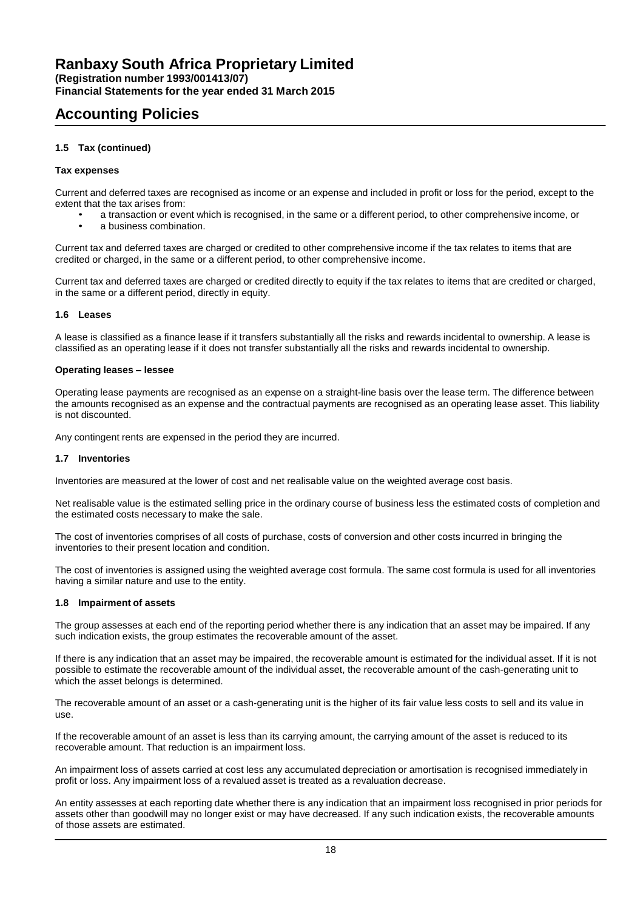# Ranbaxy South Africa Proprietary Limited

**(Registration number 1993/001413/07)**
**Financial Statements for the year ended 31 March 2015**

## Accounting Policies

### 1.5 Tax (continued)

**Tax expenses**

Current and deferred taxes are recognised as income or an expense and included in profit or loss for the period, except to the extent that the tax arises from:

- a transaction or event which is recognised, in the same or a different period, to other comprehensive income, or
- a business combination.

Current tax and deferred taxes are charged or credited to other comprehensive income if the tax relates to items that are credited or charged, in the same or a different period, to other comprehensive income.

Current tax and deferred taxes are charged or credited directly to equity if the tax relates to items that are credited or charged, in the same or a different period, directly in equity.

### 1.6 Leases

A lease is classified as a finance lease if it transfers substantially all the risks and rewards incidental to ownership. A lease is classified as an operating lease if it does not transfer substantially all the risks and rewards incidental to ownership.

**Operating leases – lessee**

Operating lease payments are recognised as an expense on a straight-line basis over the lease term. The difference between the amounts recognised as an expense and the contractual payments are recognised as an operating lease asset. This liability is not discounted.

Any contingent rents are expensed in the period they are incurred.

### 1.7 Inventories

Inventories are measured at the lower of cost and net realisable value on the weighted average cost basis.

Net realisable value is the estimated selling price in the ordinary course of business less the estimated costs of completion and the estimated costs necessary to make the sale.

The cost of inventories comprises of all costs of purchase, costs of conversion and other costs incurred in bringing the inventories to their present location and condition.

The cost of inventories is assigned using the weighted average cost formula. The same cost formula is used for all inventories having a similar nature and use to the entity.

### 1.8 Impairment of assets

The group assesses at each end of the reporting period whether there is any indication that an asset may be impaired. If any such indication exists, the group estimates the recoverable amount of the asset.

If there is any indication that an asset may be impaired, the recoverable amount is estimated for the individual asset. If it is not possible to estimate the recoverable amount of the individual asset, the recoverable amount of the cash-generating unit to which the asset belongs is determined.

The recoverable amount of an asset or a cash-generating unit is the higher of its fair value less costs to sell and its value in use.

If the recoverable amount of an asset is less than its carrying amount, the carrying amount of the asset is reduced to its recoverable amount. That reduction is an impairment loss.

An impairment loss of assets carried at cost less any accumulated depreciation or amortisation is recognised immediately in profit or loss. Any impairment loss of a revalued asset is treated as a revaluation decrease.

An entity assesses at each reporting date whether there is any indication that an impairment loss recognised in prior periods for assets other than goodwill may no longer exist or may have decreased. If any such indication exists, the recoverable amounts of those assets are estimated.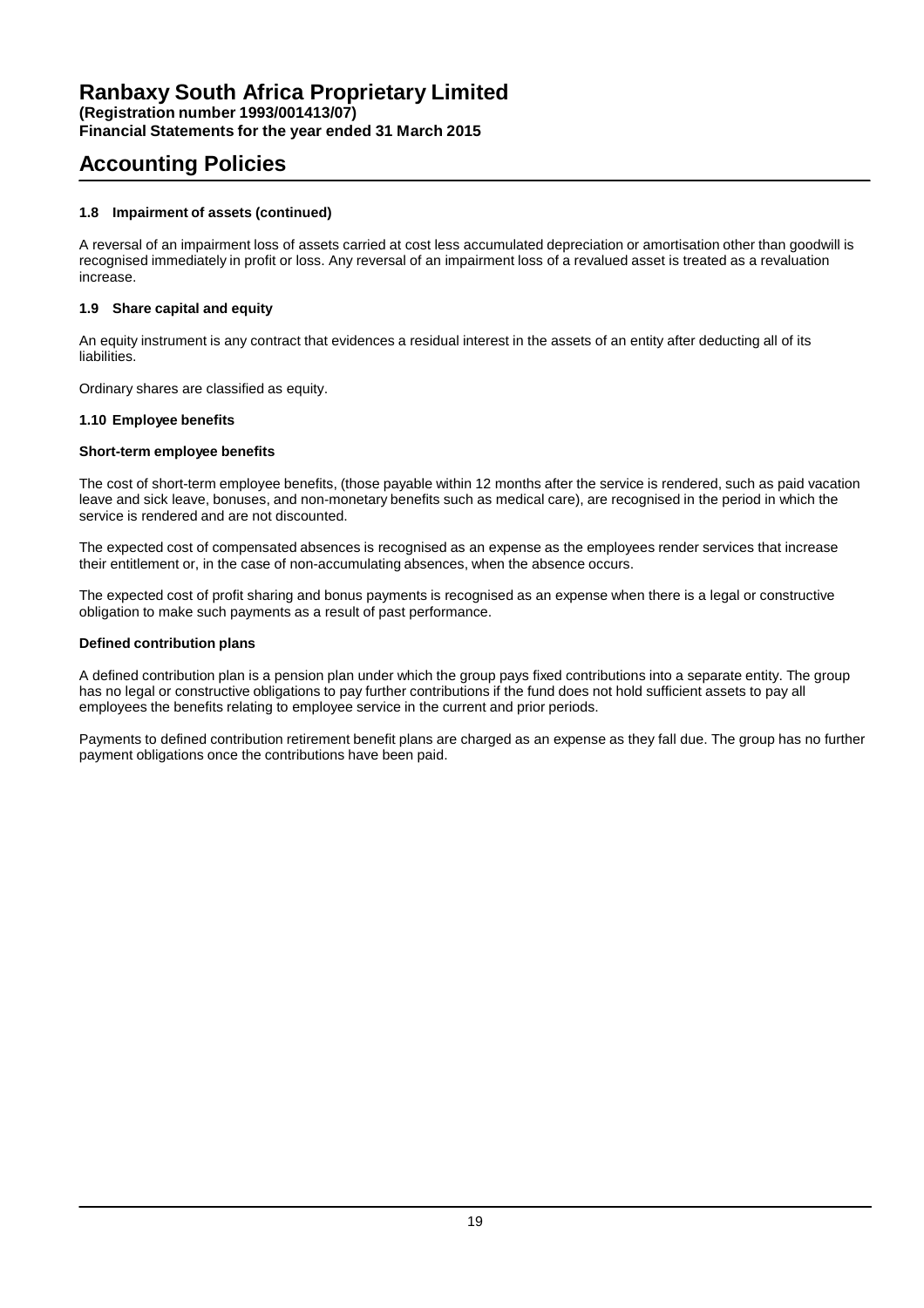### 1.8 Impairment of assets (continued)

A reversal of an impairment loss of assets carried at cost less accumulated depreciation or amortisation other than goodwill is recognised immediately in profit or loss. Any reversal of an impairment loss of a revalued asset is treated as a revaluation increase.

### 1.9 Share capital and equity

An equity instrument is any contract that evidences a residual interest in the assets of an entity after deducting all of its liabilities.

Ordinary shares are classified as equity.

### 1.10 Employee benefits

**Short-term employee benefits**

The cost of short-term employee benefits, (those payable within 12 months after the service is rendered, such as paid vacation leave and sick leave, bonuses, and non-monetary benefits such as medical care), are recognised in the period in which the service is rendered and are not discounted.

The expected cost of compensated absences is recognised as an expense as the employees render services that increase their entitlement or, in the case of non-accumulating absences, when the absence occurs.

The expected cost of profit sharing and bonus payments is recognised as an expense when there is a legal or constructive obligation to make such payments as a result of past performance.

**Defined contribution plans**

A defined contribution plan is a pension plan under which the group pays fixed contributions into a separate entity. The group has no legal or constructive obligations to pay further contributions if the fund does not hold sufficient assets to pay all employees the benefits relating to employee service in the current and prior periods.

Payments to defined contribution retirement benefit plans are charged as an expense as they fall due. The group has no further payment obligations once the contributions have been paid.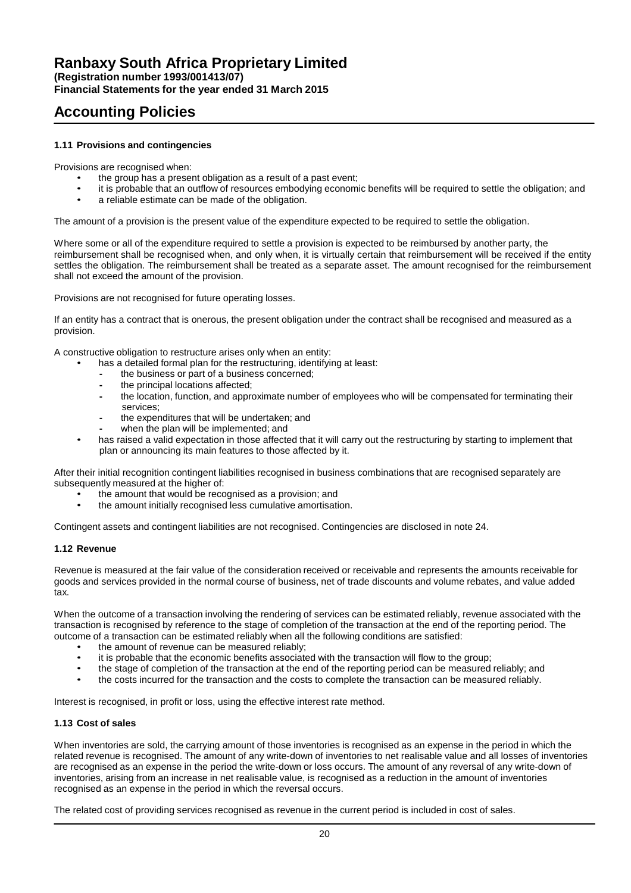# Accounting Policies

### 1.11 Provisions and contingencies

Provisions are recognised when:

- the group has a present obligation as a result of a past event;
- it is probable that an outflow of resources embodying economic benefits will be required to settle the obligation; and
- a reliable estimate can be made of the obligation.

The amount of a provision is the present value of the expenditure expected to be required to settle the obligation.

Where some or all of the expenditure required to settle a provision is expected to be reimbursed by another party, the reimbursement shall be recognised when, and only when, it is virtually certain that reimbursement will be received if the entity settles the obligation. The reimbursement shall be treated as a separate asset. The amount recognised for the reimbursement shall not exceed the amount of the provision.

Provisions are not recognised for future operating losses.

If an entity has a contract that is onerous, the present obligation under the contract shall be recognised and measured as a provision.

A constructive obligation to restructure arises only when an entity:

- has a detailed formal plan for the restructuring, identifying at least:
  - the business or part of a business concerned;
  - the principal locations affected;
  - the location, function, and approximate number of employees who will be compensated for terminating their services;
  - the expenditures that will be undertaken; and
  - when the plan will be implemented; and
- has raised a valid expectation in those affected that it will carry out the restructuring by starting to implement that plan or announcing its main features to those affected by it.

After their initial recognition contingent liabilities recognised in business combinations that are recognised separately are subsequently measured at the higher of:

- the amount that would be recognised as a provision; and
- the amount initially recognised less cumulative amortisation.

Contingent assets and contingent liabilities are not recognised. Contingencies are disclosed in note 24.

### 1.12 Revenue

Revenue is measured at the fair value of the consideration received or receivable and represents the amounts receivable for goods and services provided in the normal course of business, net of trade discounts and volume rebates, and value added tax.

When the outcome of a transaction involving the rendering of services can be estimated reliably, revenue associated with the transaction is recognised by reference to the stage of completion of the transaction at the end of the reporting period. The outcome of a transaction can be estimated reliably when all the following conditions are satisfied:

- the amount of revenue can be measured reliably;
- it is probable that the economic benefits associated with the transaction will flow to the group;
- the stage of completion of the transaction at the end of the reporting period can be measured reliably; and
- the costs incurred for the transaction and the costs to complete the transaction can be measured reliably.

Interest is recognised, in profit or loss, using the effective interest rate method.

### 1.13 Cost of sales

When inventories are sold, the carrying amount of those inventories is recognised as an expense in the period in which the related revenue is recognised. The amount of any write-down of inventories to net realisable value and all losses of inventories are recognised as an expense in the period the write-down or loss occurs. The amount of any reversal of any write-down of inventories, arising from an increase in net realisable value, is recognised as a reduction in the amount of inventories recognised as an expense in the period in which the reversal occurs.

The related cost of providing services recognised as revenue in the current period is included in cost of sales.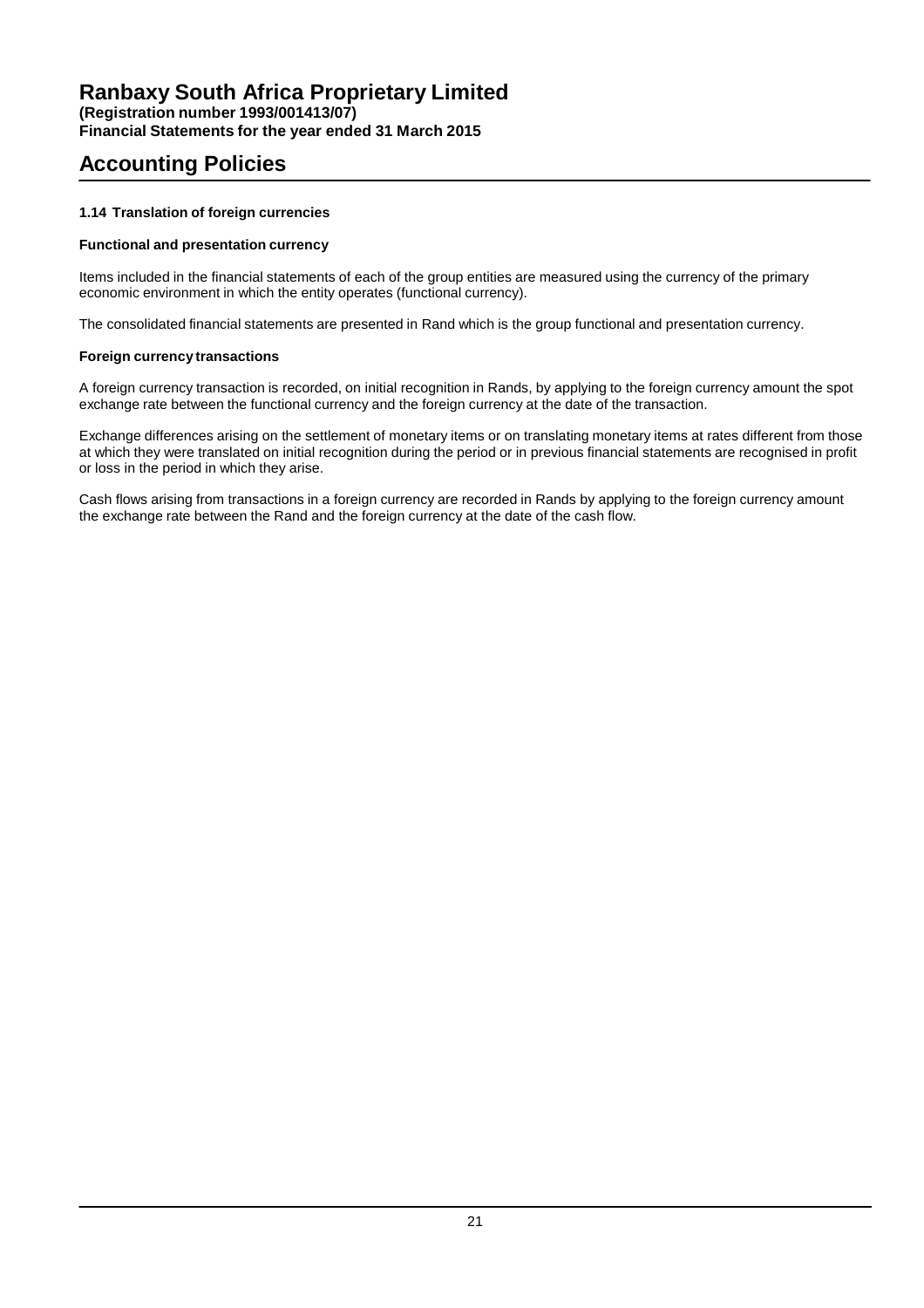# Ranbaxy South Africa Proprietary Limited

**(Registration number 1993/001413/07)**
**Financial Statements for the year ended 31 March 2015**

## Accounting Policies

### 1.14 Translation of foreign currencies

**Functional and presentation currency**

Items included in the financial statements of each of the group entities are measured using the currency of the primary economic environment in which the entity operates (functional currency).

The consolidated financial statements are presented in Rand which is the group functional and presentation currency.

**Foreign currency transactions**

A foreign currency transaction is recorded, on initial recognition in Rands, by applying to the foreign currency amount the spot exchange rate between the functional currency and the foreign currency at the date of the transaction.

Exchange differences arising on the settlement of monetary items or on translating monetary items at rates different from those at which they were translated on initial recognition during the period or in previous financial statements are recognised in profit or loss in the period in which they arise.

Cash flows arising from transactions in a foreign currency are recorded in Rands by applying to the foreign currency amount the exchange rate between the Rand and the foreign currency at the date of the cash flow.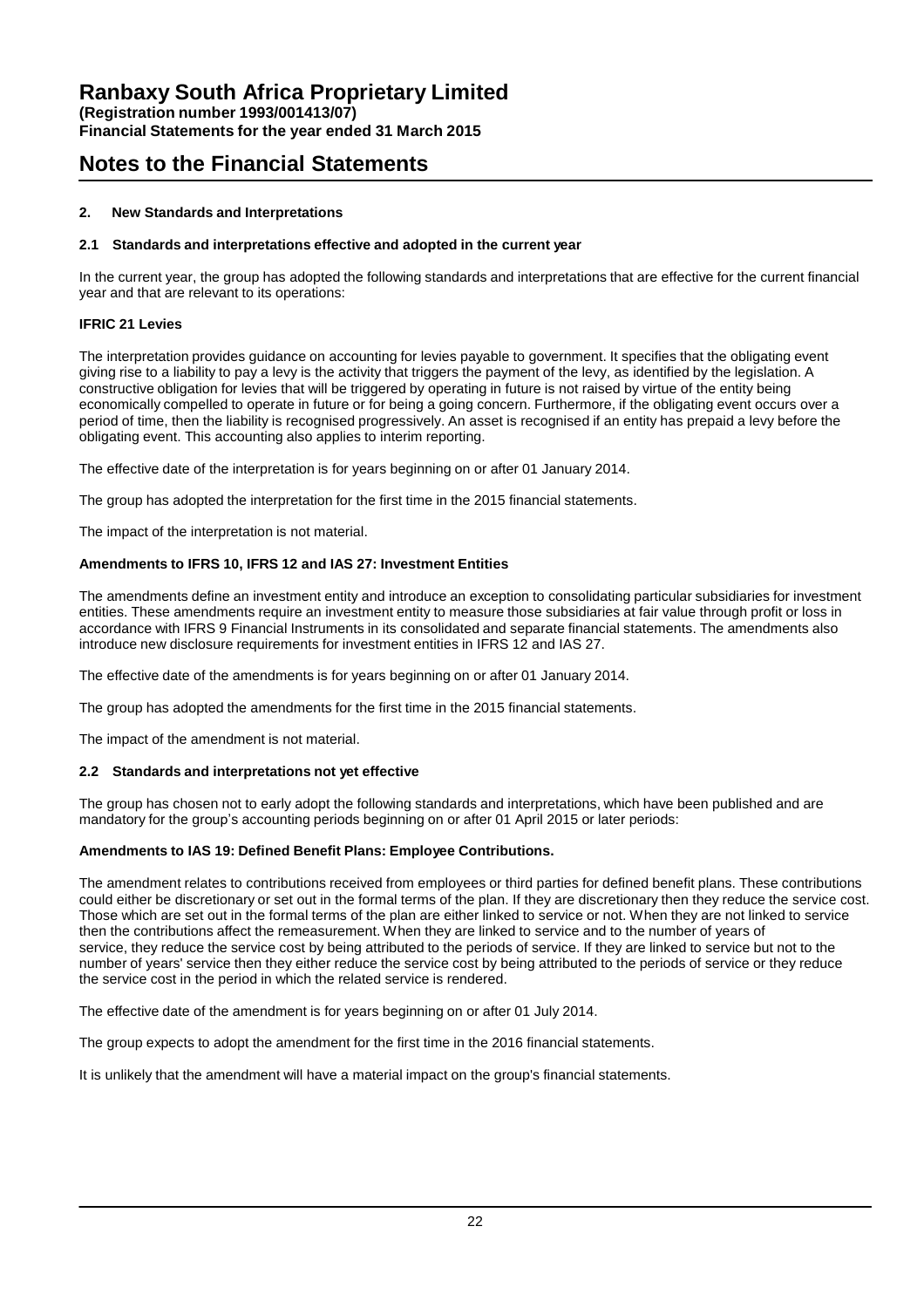# Ranbaxy South Africa Proprietary Limited

**(Registration number 1993/001413/07)**
**Financial Statements for the year ended 31 March 2015**

# Notes to the Financial Statements

## 2. New Standards and Interpretations

### 2.1 Standards and interpretations effective and adopted in the current year

In the current year, the group has adopted the following standards and interpretations that are effective for the current financial year and that are relevant to its operations:

**IFRIC 21 Levies**

The interpretation provides guidance on accounting for levies payable to government. It specifies that the obligating event giving rise to a liability to pay a levy is the activity that triggers the payment of the levy, as identified by the legislation. A constructive obligation for levies that will be triggered by operating in future is not raised by virtue of the entity being economically compelled to operate in future or for being a going concern. Furthermore, if the obligating event occurs over a period of time, then the liability is recognised progressively. An asset is recognised if an entity has prepaid a levy before the obligating event. This accounting also applies to interim reporting.

The effective date of the interpretation is for years beginning on or after 01 January 2014.

The group has adopted the interpretation for the first time in the 2015 financial statements.

The impact of the interpretation is not material.

**Amendments to IFRS 10, IFRS 12 and IAS 27: Investment Entities**

The amendments define an investment entity and introduce an exception to consolidating particular subsidiaries for investment entities. These amendments require an investment entity to measure those subsidiaries at fair value through profit or loss in accordance with IFRS 9 Financial Instruments in its consolidated and separate financial statements. The amendments also introduce new disclosure requirements for investment entities in IFRS 12 and IAS 27.

The effective date of the amendments is for years beginning on or after 01 January 2014.

The group has adopted the amendments for the first time in the 2015 financial statements.

The impact of the amendment is not material.

### 2.2 Standards and interpretations not yet effective

The group has chosen not to early adopt the following standards and interpretations, which have been published and are mandatory for the group's accounting periods beginning on or after 01 April 2015 or later periods:

**Amendments to IAS 19: Defined Benefit Plans: Employee Contributions.**

The amendment relates to contributions received from employees or third parties for defined benefit plans. These contributions could either be discretionary or set out in the formal terms of the plan. If they are discretionary then they reduce the service cost. Those which are set out in the formal terms of the plan are either linked to service or not. When they are not linked to service then the contributions affect the remeasurement. When they are linked to service and to the number of years of service, they reduce the service cost by being attributed to the periods of service. If they are linked to service but not to the number of years' service then they either reduce the service cost by being attributed to the periods of service or they reduce the service cost in the period in which the related service is rendered.

The effective date of the amendment is for years beginning on or after 01 July 2014.

The group expects to adopt the amendment for the first time in the 2016 financial statements.

It is unlikely that the amendment will have a material impact on the group's financial statements.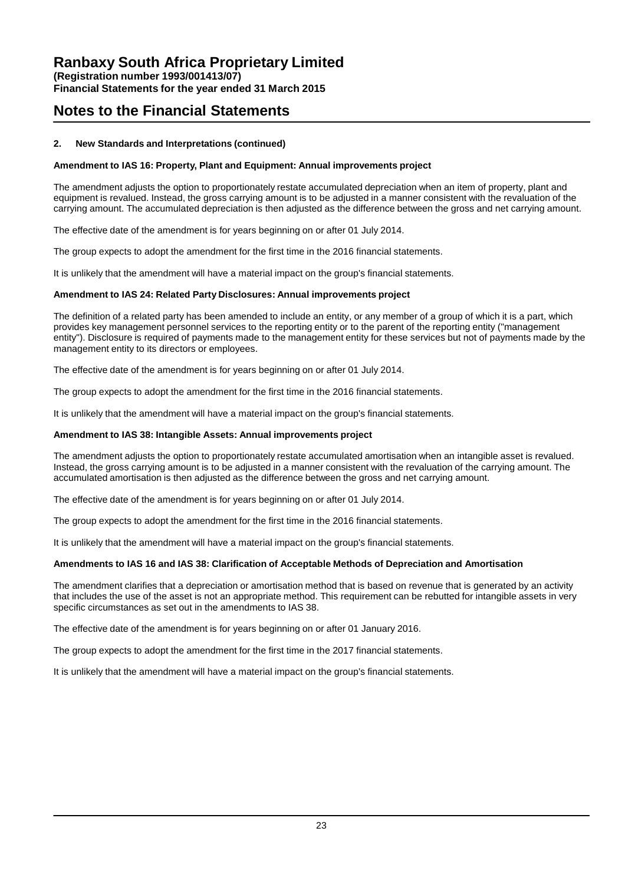# Ranbaxy South Africa Proprietary Limited

**(Registration number 1993/001413/07)**
**Financial Statements for the year ended 31 March 2015**

## Notes to the Financial Statements

### 2. New Standards and Interpretations (continued)

**Amendment to IAS 16: Property, Plant and Equipment: Annual improvements project**

The amendment adjusts the option to proportionately restate accumulated depreciation when an item of property, plant and equipment is revalued. Instead, the gross carrying amount is to be adjusted in a manner consistent with the revaluation of the carrying amount. The accumulated depreciation is then adjusted as the difference between the gross and net carrying amount.

The effective date of the amendment is for years beginning on or after 01 July 2014.

The group expects to adopt the amendment for the first time in the 2016 financial statements.

It is unlikely that the amendment will have a material impact on the group's financial statements.

**Amendment to IAS 24: Related Party Disclosures: Annual improvements project**

The definition of a related party has been amended to include an entity, or any member of a group of which it is a part, which provides key management personnel services to the reporting entity or to the parent of the reporting entity ("management entity"). Disclosure is required of payments made to the management entity for these services but not of payments made by the management entity to its directors or employees.

The effective date of the amendment is for years beginning on or after 01 July 2014.

The group expects to adopt the amendment for the first time in the 2016 financial statements.

It is unlikely that the amendment will have a material impact on the group's financial statements.

**Amendment to IAS 38: Intangible Assets: Annual improvements project**

The amendment adjusts the option to proportionately restate accumulated amortisation when an intangible asset is revalued. Instead, the gross carrying amount is to be adjusted in a manner consistent with the revaluation of the carrying amount. The accumulated amortisation is then adjusted as the difference between the gross and net carrying amount.

The effective date of the amendment is for years beginning on or after 01 July 2014.

The group expects to adopt the amendment for the first time in the 2016 financial statements.

It is unlikely that the amendment will have a material impact on the group's financial statements.

**Amendments to IAS 16 and IAS 38: Clarification of Acceptable Methods of Depreciation and Amortisation**

The amendment clarifies that a depreciation or amortisation method that is based on revenue that is generated by an activity that includes the use of the asset is not an appropriate method. This requirement can be rebutted for intangible assets in very specific circumstances as set out in the amendments to IAS 38.

The effective date of the amendment is for years beginning on or after 01 January 2016.

The group expects to adopt the amendment for the first time in the 2017 financial statements.

It is unlikely that the amendment will have a material impact on the group's financial statements.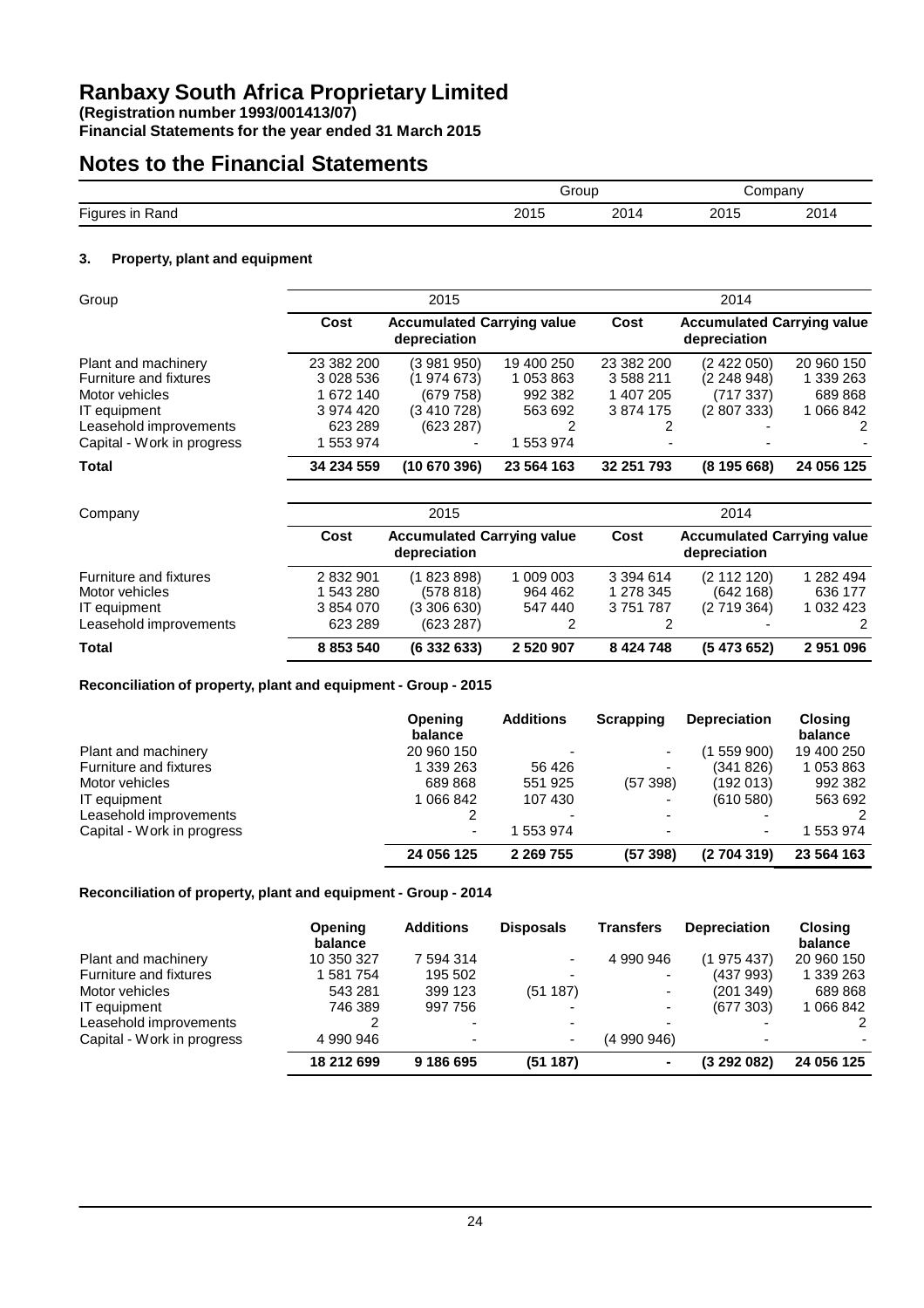# Ranbaxy South Africa Proprietary Limited

**(Registration number 1993/001413/07)**
**Financial Statements for the year ended 31 March 2015**

# Notes to the Financial Statements

| | Group | | Company | |
|---|---|---|---|---|
| Figures in Rand | 2015 | 2014 | 2015 | 2014 |

### 3. Property, plant and equipment

| Group | 2015 | | | 2014 | | |
|---|---|---|---|---|---|---|
| | **Cost** | **Accumulated depreciation** | **Carrying value** | **Cost** | **Accumulated depreciation** | **Carrying value** |
| Plant and machinery | 23 382 200 | (3 981 950) | 19 400 250 | 23 382 200 | (2 422 050) | 20 960 150 |
| Furniture and fixtures | 3 028 536 | (1 974 673) | 1 053 863 | 3 588 211 | (2 248 948) | 1 339 263 |
| Motor vehicles | 1 672 140 | (679 758) | 992 382 | 1 407 205 | (717 337) | 689 868 |
| IT equipment | 3 974 420 | (3 410 728) | 563 692 | 3 874 175 | (2 807 333) | 1 066 842 |
| Leasehold improvements | 623 289 | (623 287) | 2 | 2 | - | 2 |
| Capital - Work in progress | 1 553 974 | - | 1 553 974 | - | - | - |
| **Total** | **34 234 559** | **(10 670 396)** | **23 564 163** | **32 251 793** | **(8 195 668)** | **24 056 125** |

| Company | 2015 | | | 2014 | | |
|---|---|---|---|---|---|---|
| | **Cost** | **Accumulated depreciation** | **Carrying value** | **Cost** | **Accumulated depreciation** | **Carrying value** |
| Furniture and fixtures | 2 832 901 | (1 823 898) | 1 009 003 | 3 394 614 | (2 112 120) | 1 282 494 |
| Motor vehicles | 1 543 280 | (578 818) | 964 462 | 1 278 345 | (642 168) | 636 177 |
| IT equipment | 3 854 070 | (3 306 630) | 547 440 | 3 751 787 | (2 719 364) | 1 032 423 |
| Leasehold improvements | 623 289 | (623 287) | 2 | 2 | - | 2 |
| **Total** | **8 853 540** | **(6 332 633)** | **2 520 907** | **8 424 748** | **(5 473 652)** | **2 951 096** |

**Reconciliation of property, plant and equipment - Group - 2015**

| | Opening balance | Additions | Scrapping | Depreciation | Closing balance |
|---|---|---|---|---|---|
| Plant and machinery | 20 960 150 | - | - | (1 559 900) | 19 400 250 |
| Furniture and fixtures | 1 339 263 | 56 426 | - | (341 826) | 1 053 863 |
| Motor vehicles | 689 868 | 551 925 | (57 398) | (192 013) | 992 382 |
| IT equipment | 1 066 842 | 107 430 | - | (610 580) | 563 692 |
| Leasehold improvements | 2 | - | - | - | 2 |
| Capital - Work in progress | - | 1 553 974 | - | - | 1 553 974 |
| | **24 056 125** | **2 269 755** | **(57 398)** | **(2 704 319)** | **23 564 163** |

**Reconciliation of property, plant and equipment - Group - 2014**

| | Opening balance | Additions | Disposals | Transfers | Depreciation | Closing balance |
|---|---|---|---|---|---|---|
| Plant and machinery | 10 350 327 | 7 594 314 | - | 4 990 946 | (1 975 437) | 20 960 150 |
| Furniture and fixtures | 1 581 754 | 195 502 | - | - | (437 993) | 1 339 263 |
| Motor vehicles | 543 281 | 399 123 | (51 187) | - | (201 349) | 689 868 |
| IT equipment | 746 389 | 997 756 | - | - | (677 303) | 1 066 842 |
| Leasehold improvements | 2 | - | - | - | - | 2 |
| Capital - Work in progress | 4 990 946 | - | - | (4 990 946) | - | - |
| | **18 212 699** | **9 186 695** | **(51 187)** | **-** | **(3 292 082)** | **24 056 125** |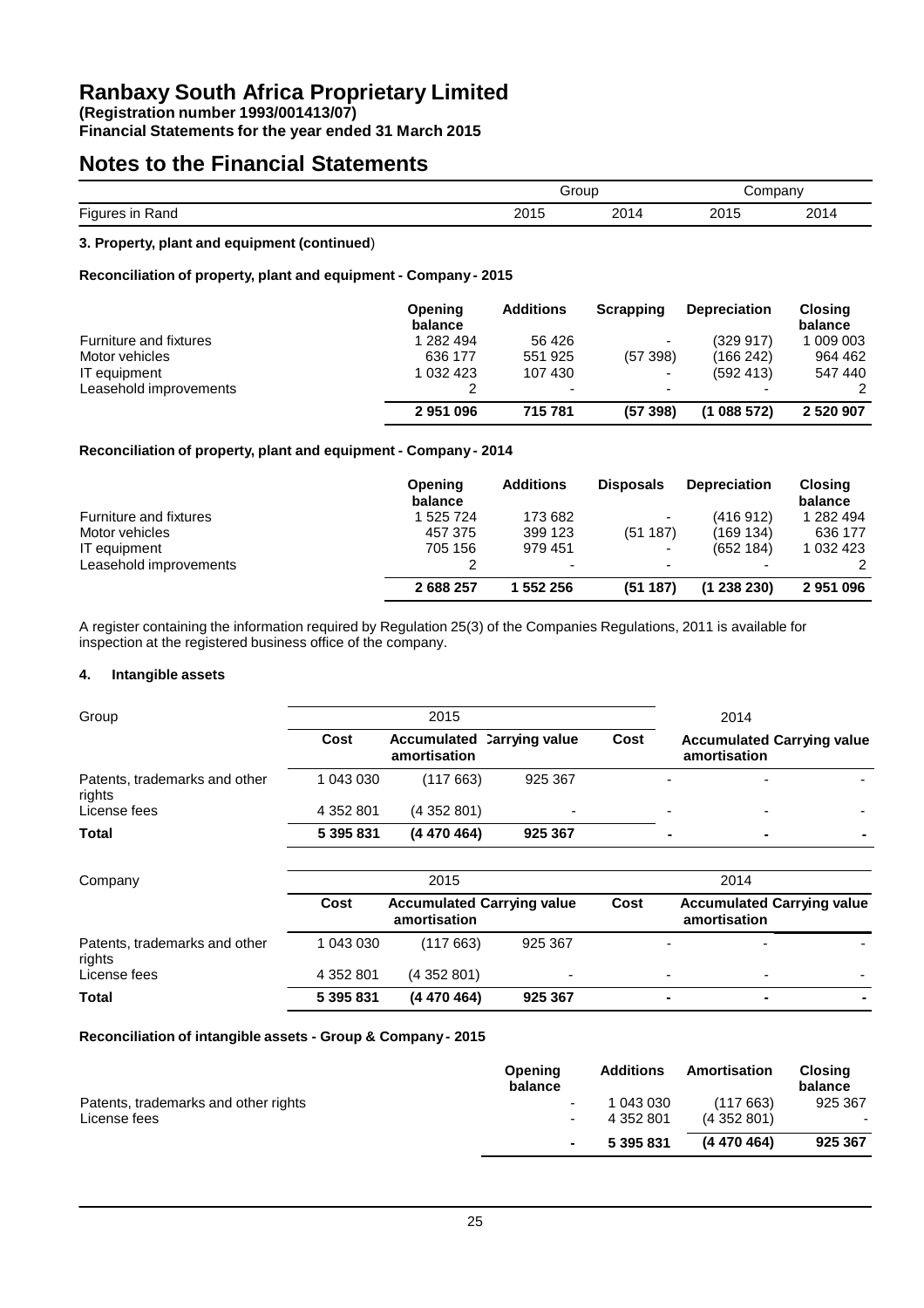# Ranbaxy South Africa Proprietary Limited

**(Registration number 1993/001413/07)**
**Financial Statements for the year ended 31 March 2015**

# Notes to the Financial Statements

| | Group | | Company | |
|---|---|---|---|---|
| Figures in Rand | 2015 | 2014 | 2015 | 2014 |

**3. Property, plant and equipment (continued)**

**Reconciliation of property, plant and equipment - Company - 2015**

| | Opening balance | Additions | Scrapping | Depreciation | Closing balance |
|---|---|---|---|---|---|
| Furniture and fixtures | 1 282 494 | 56 426 | - | (329 917) | 1 009 003 |
| Motor vehicles | 636 177 | 551 925 | (57 398) | (166 242) | 964 462 |
| IT equipment | 1 032 423 | 107 430 | - | (592 413) | 547 440 |
| Leasehold improvements | 2 | - | - | - | 2 |
| | **2 951 096** | **715 781** | **(57 398)** | **(1 088 572)** | **2 520 907** |

**Reconciliation of property, plant and equipment - Company - 2014**

| | Opening balance | Additions | Disposals | Depreciation | Closing balance |
|---|---|---|---|---|---|
| Furniture and fixtures | 1 525 724 | 173 682 | - | (416 912) | 1 282 494 |
| Motor vehicles | 457 375 | 399 123 | (51 187) | (169 134) | 636 177 |
| IT equipment | 705 156 | 979 451 | - | (652 184) | 1 032 423 |
| Leasehold improvements | 2 | - | - | - | 2 |
| | **2 688 257** | **1 552 256** | **(51 187)** | **(1 238 230)** | **2 951 096** |

A register containing the information required by Regulation 25(3) of the Companies Regulations, 2011 is available for inspection at the registered business office of the company.

**4. Intangible assets**

| Group | 2015 | | | 2014 | | |
|---|---|---|---|---|---|---|
| | Cost | Accumulated amortisation | Carrying value | Cost | Accumulated amortisation | Carrying value |
| Patents, trademarks and other rights | 1 043 030 | (117 663) | 925 367 | - | - | - |
| License fees | 4 352 801 | (4 352 801) | - | - | - | - |
| **Total** | **5 395 831** | **(4 470 464)** | **925 367** | **-** | **-** | **-** |

| Company | 2015 | | | 2014 | | |
|---|---|---|---|---|---|---|
| | Cost | Accumulated amortisation | Carrying value | Cost | Accumulated amortisation | Carrying value |
| Patents, trademarks and other rights | 1 043 030 | (117 663) | 925 367 | - | - | - |
| License fees | 4 352 801 | (4 352 801) | - | - | - | - |
| **Total** | **5 395 831** | **(4 470 464)** | **925 367** | **-** | **-** | **-** |

**Reconciliation of intangible assets - Group & Company - 2015**

| | Opening balance | Additions | Amortisation | Closing balance |
|---|---|---|---|---|
| Patents, trademarks and other rights | - | 1 043 030 | (117 663) | 925 367 |
| License fees | - | 4 352 801 | (4 352 801) | - |
| | **-** | **5 395 831** | **(4 470 464)** | **925 367** |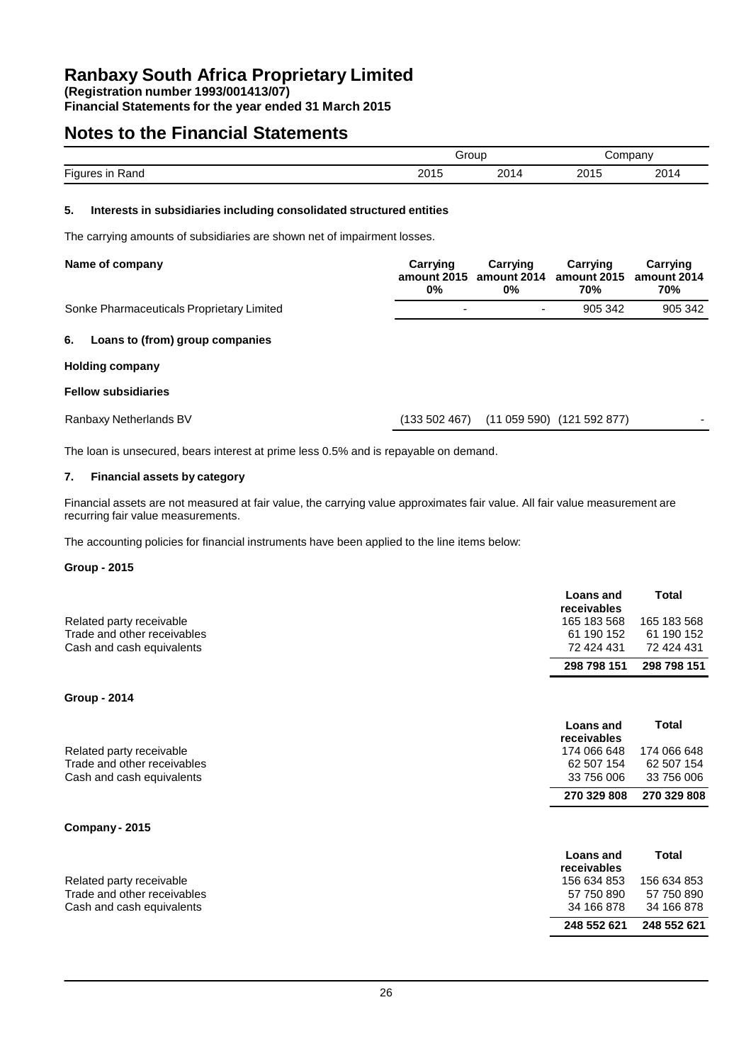# Ranbaxy South Africa Proprietary Limited

**(Registration number 1993/001413/07)**
**Financial Statements for the year ended 31 March 2015**

# Notes to the Financial Statements

| | Group | | Company | |
|---|---|---|---|---|
| Figures in Rand | 2015 | 2014 | 2015 | 2014 |

### 5. Interests in subsidiaries including consolidated structured entities

The carrying amounts of subsidiaries are shown net of impairment losses.

| Name of company | Carrying amount 2015 0% | Carrying amount 2014 0% | Carrying amount 2015 70% | Carrying amount 2014 70% |
|---|---|---|---|---|
| Sonke Pharmaceuticals Proprietary Limited | - | - | 905 342 | 905 342 |

### 6. Loans to (from) group companies

**Holding company**

**Fellow subsidiaries**

| | | | | |
|---|---|---|---|---|
| Ranbaxy Netherlands BV | (133 502 467) | (11 059 590) | (121 592 877) | - |

The loan is unsecured, bears interest at prime less 0.5% and is repayable on demand.

### 7. Financial assets by category

Financial assets are not measured at fair value, the carrying value approximates fair value. All fair value measurement are recurring fair value measurements.

The accounting policies for financial instruments have been applied to the line items below:

**Group - 2015**

| | Loans and receivables | Total |
|---|---|---|
| Related party receivable | 165 183 568 | 165 183 568 |
| Trade and other receivables | 61 190 152 | 61 190 152 |
| Cash and cash equivalents | 72 424 431 | 72 424 431 |
| | **298 798 151** | **298 798 151** |

**Group - 2014**

| | Loans and receivables | Total |
|---|---|---|
| Related party receivable | 174 066 648 | 174 066 648 |
| Trade and other receivables | 62 507 154 | 62 507 154 |
| Cash and cash equivalents | 33 756 006 | 33 756 006 |
| | **270 329 808** | **270 329 808** |

**Company - 2015**

| | Loans and receivables | Total |
|---|---|---|
| Related party receivable | 156 634 853 | 156 634 853 |
| Trade and other receivables | 57 750 890 | 57 750 890 |
| Cash and cash equivalents | 34 166 878 | 34 166 878 |
| | **248 552 621** | **248 552 621** |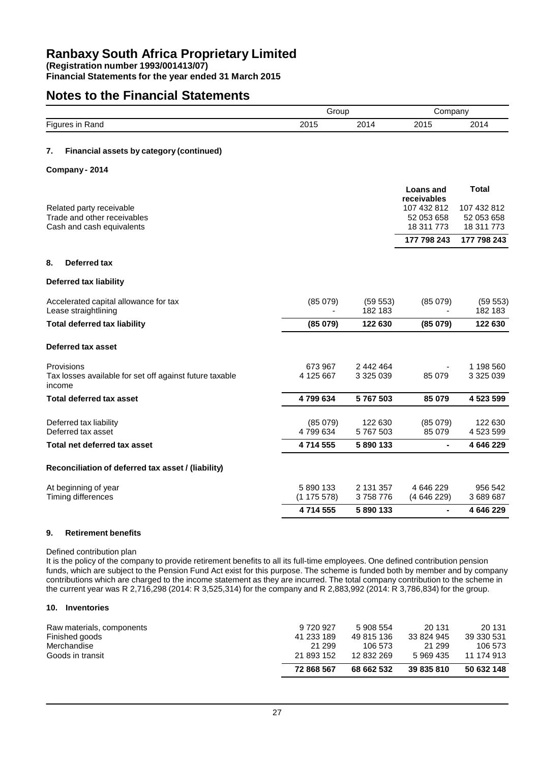# Ranbaxy South Africa Proprietary Limited

**(Registration number 1993/001413/07)**
**Financial Statements for the year ended 31 March 2015**

## Notes to the Financial Statements

| | Group | | Company | |
|---|---|---|---|---|
| Figures in Rand | 2015 | 2014 | 2015 | 2014 |

### 7. Financial assets by category (continued)

**Company - 2014**

| | Loans and receivables | Total |
|---|---|---|
| Related party receivable | 107 432 812 | 107 432 812 |
| Trade and other receivables | 52 053 658 | 52 053 658 |
| Cash and cash equivalents | 18 311 773 | 18 311 773 |
| | **177 798 243** | **177 798 243** |

### 8. Deferred tax

**Deferred tax liability**

| | Group 2015 | Group 2014 | Company 2015 | Company 2014 |
|---|---|---|---|---|
| Accelerated capital allowance for tax | (85 079) | (59 553) | (85 079) | (59 553) |
| Lease straightlining | - | 182 183 | - | 182 183 |
| **Total deferred tax liability** | **(85 079)** | **122 630** | **(85 079)** | **122 630** |

**Deferred tax asset**

| | Group 2015 | Group 2014 | Company 2015 | Company 2014 |
|---|---|---|---|---|
| Provisions | 673 967 | 2 442 464 | - | 1 198 560 |
| Tax losses available for set off against future taxable income | 4 125 667 | 3 325 039 | 85 079 | 3 325 039 |
| **Total deferred tax asset** | **4 799 634** | **5 767 503** | **85 079** | **4 523 599** |

| | Group 2015 | Group 2014 | Company 2015 | Company 2014 |
|---|---|---|---|---|
| Deferred tax liability | (85 079) | 122 630 | (85 079) | 122 630 |
| Deferred tax asset | 4 799 634 | 5 767 503 | 85 079 | 4 523 599 |
| **Total net deferred tax asset** | **4 714 555** | **5 890 133** | **-** | **4 646 229** |

**Reconciliation of deferred tax asset / (liability)**

| | Group 2015 | Group 2014 | Company 2015 | Company 2014 |
|---|---|---|---|---|
| At beginning of year | 5 890 133 | 2 131 357 | 4 646 229 | 956 542 |
| Timing differences | (1 175 578) | 3 758 776 | (4 646 229) | 3 689 687 |
| | **4 714 555** | **5 890 133** | **-** | **4 646 229** |

### 9. Retirement benefits

Defined contribution plan

It is the policy of the company to provide retirement benefits to all its full-time employees. One defined contribution pension funds, which are subject to the Pension Fund Act exist for this purpose. The scheme is funded both by member and by company contributions which are charged to the income statement as they are incurred. The total company contribution to the scheme in the current year was R 2,716,298 (2014: R 3,525,314) for the company and R 2,883,992 (2014: R 3,786,834) for the group.

### 10. Inventories

| | Group 2015 | Group 2014 | Company 2015 | Company 2014 |
|---|---|---|---|---|
| Raw materials, components | 9 720 927 | 5 908 554 | 20 131 | 20 131 |
| Finished goods | 41 233 189 | 49 815 136 | 33 824 945 | 39 330 531 |
| Merchandise | 21 299 | 106 573 | 21 299 | 106 573 |
| Goods in transit | 21 893 152 | 12 832 269 | 5 969 435 | 11 174 913 |
| | **72 868 567** | **68 662 532** | **39 835 810** | **50 632 148** |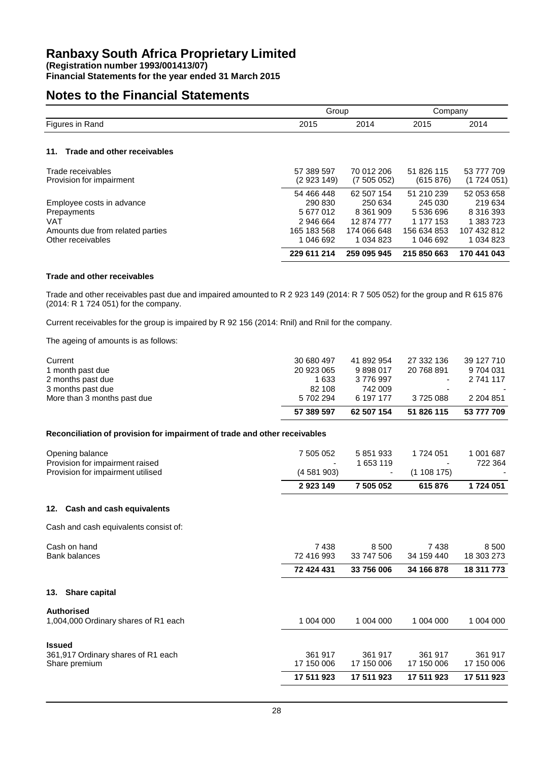# Ranbaxy South Africa Proprietary Limited

**(Registration number 1993/001413/07)**
**Financial Statements for the year ended 31 March 2015**

# Notes to the Financial Statements

| Figures in Rand | Group 2015 | Group 2014 | Company 2015 | Company 2014 |
|---|---|---|---|---|

## 11. Trade and other receivables

| | Group 2015 | Group 2014 | Company 2015 | Company 2014 |
|---|---|---|---|---|
| Trade receivables | 57 389 597 | 70 012 206 | 51 826 115 | 53 777 709 |
| Provision for impairment | (2 923 149) | (7 505 052) | (615 876) | (1 724 051) |
| | 54 466 448 | 62 507 154 | 51 210 239 | 52 053 658 |
| Employee costs in advance | 290 830 | 250 634 | 245 030 | 219 634 |
| Prepayments | 5 677 012 | 8 361 909 | 5 536 696 | 8 316 393 |
| VAT | 2 946 664 | 12 874 777 | 1 177 153 | 1 383 723 |
| Amounts due from related parties | 165 183 568 | 174 066 648 | 156 634 853 | 107 432 812 |
| Other receivables | 1 046 692 | 1 034 823 | 1 046 692 | 1 034 823 |
| | **229 611 214** | **259 095 945** | **215 850 663** | **170 441 043** |

**Trade and other receivables**

Trade and other receivables past due and impaired amounted to R 2 923 149 (2014: R 7 505 052) for the group and R 615 876 (2014: R 1 724 051) for the company.

Current receivables for the group is impaired by R 92 156 (2014: Rnil) and Rnil for the company.

The ageing of amounts is as follows:

| | Group 2015 | Group 2014 | Company 2015 | Company 2014 |
|---|---|---|---|---|
| Current | 30 680 497 | 41 892 954 | 27 332 136 | 39 127 710 |
| 1 month past due | 20 923 065 | 9 898 017 | 20 768 891 | 9 704 031 |
| 2 months past due | 1 633 | 3 776 997 | - | 2 741 117 |
| 3 months past due | 82 108 | 742 009 | - | - |
| More than 3 months past due | 5 702 294 | 6 197 177 | 3 725 088 | 2 204 851 |
| | **57 389 597** | **62 507 154** | **51 826 115** | **53 777 709** |

**Reconciliation of provision for impairment of trade and other receivables**

| | Group 2015 | Group 2014 | Company 2015 | Company 2014 |
|---|---|---|---|---|
| Opening balance | 7 505 052 | 5 851 933 | 1 724 051 | 1 001 687 |
| Provision for impairment raised | - | 1 653 119 | - | 722 364 |
| Provision for impairment utilised | (4 581 903) | - | (1 108 175) | - |
| | **2 923 149** | **7 505 052** | **615 876** | **1 724 051** |

## 12. Cash and cash equivalents

Cash and cash equivalents consist of:

| | Group 2015 | Group 2014 | Company 2015 | Company 2014 |
|---|---|---|---|---|
| Cash on hand | 7 438 | 8 500 | 7 438 | 8 500 |
| Bank balances | 72 416 993 | 33 747 506 | 34 159 440 | 18 303 273 |
| | **72 424 431** | **33 756 006** | **34 166 878** | **18 311 773** |

## 13. Share capital

| | Group 2015 | Group 2014 | Company 2015 | Company 2014 |
|---|---|---|---|---|
| **Authorised** | | | | |
| 1,004,000 Ordinary shares of R1 each | 1 004 000 | 1 004 000 | 1 004 000 | 1 004 000 |
| **Issued** | | | | |
| 361,917 Ordinary shares of R1 each | 361 917 | 361 917 | 361 917 | 361 917 |
| Share premium | 17 150 006 | 17 150 006 | 17 150 006 | 17 150 006 |
| | **17 511 923** | **17 511 923** | **17 511 923** | **17 511 923** |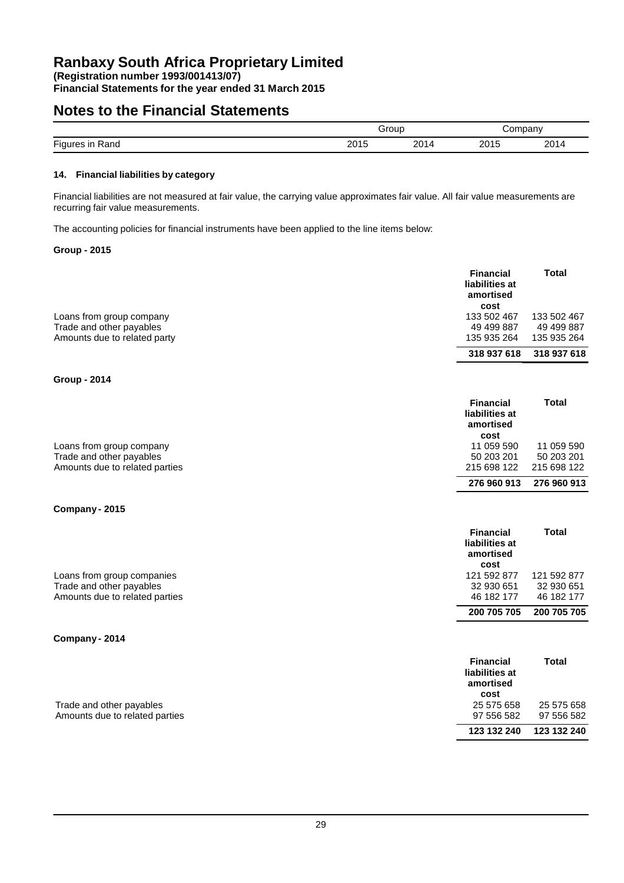# Ranbaxy South Africa Proprietary Limited

**(Registration number 1993/001413/07)**
**Financial Statements for the year ended 31 March 2015**

## Notes to the Financial Statements

| | Group | | Company | |
|---|---|---|---|---|
| Figures in Rand | 2015 | 2014 | 2015 | 2014 |

### 14. Financial liabilities by category

Financial liabilities are not measured at fair value, the carrying value approximates fair value. All fair value measurements are recurring fair value measurements.

The accounting policies for financial instruments have been applied to the line items below:

**Group - 2015**

| | Financial liabilities at amortised cost | Total |
|---|---|---|
| Loans from group company | 133 502 467 | 133 502 467 |
| Trade and other payables | 49 499 887 | 49 499 887 |
| Amounts due to related party | 135 935 264 | 135 935 264 |
| | **318 937 618** | **318 937 618** |

**Group - 2014**

| | Financial liabilities at amortised cost | Total |
|---|---|---|
| Loans from group company | 11 059 590 | 11 059 590 |
| Trade and other payables | 50 203 201 | 50 203 201 |
| Amounts due to related parties | 215 698 122 | 215 698 122 |
| | **276 960 913** | **276 960 913** |

**Company - 2015**

| | Financial liabilities at amortised cost | Total |
|---|---|---|
| Loans from group companies | 121 592 877 | 121 592 877 |
| Trade and other payables | 32 930 651 | 32 930 651 |
| Amounts due to related parties | 46 182 177 | 46 182 177 |
| | **200 705 705** | **200 705 705** |

**Company - 2014**

| | Financial liabilities at amortised cost | Total |
|---|---|---|
| Trade and other payables | 25 575 658 | 25 575 658 |
| Amounts due to related parties | 97 556 582 | 97 556 582 |
| | **123 132 240** | **123 132 240** |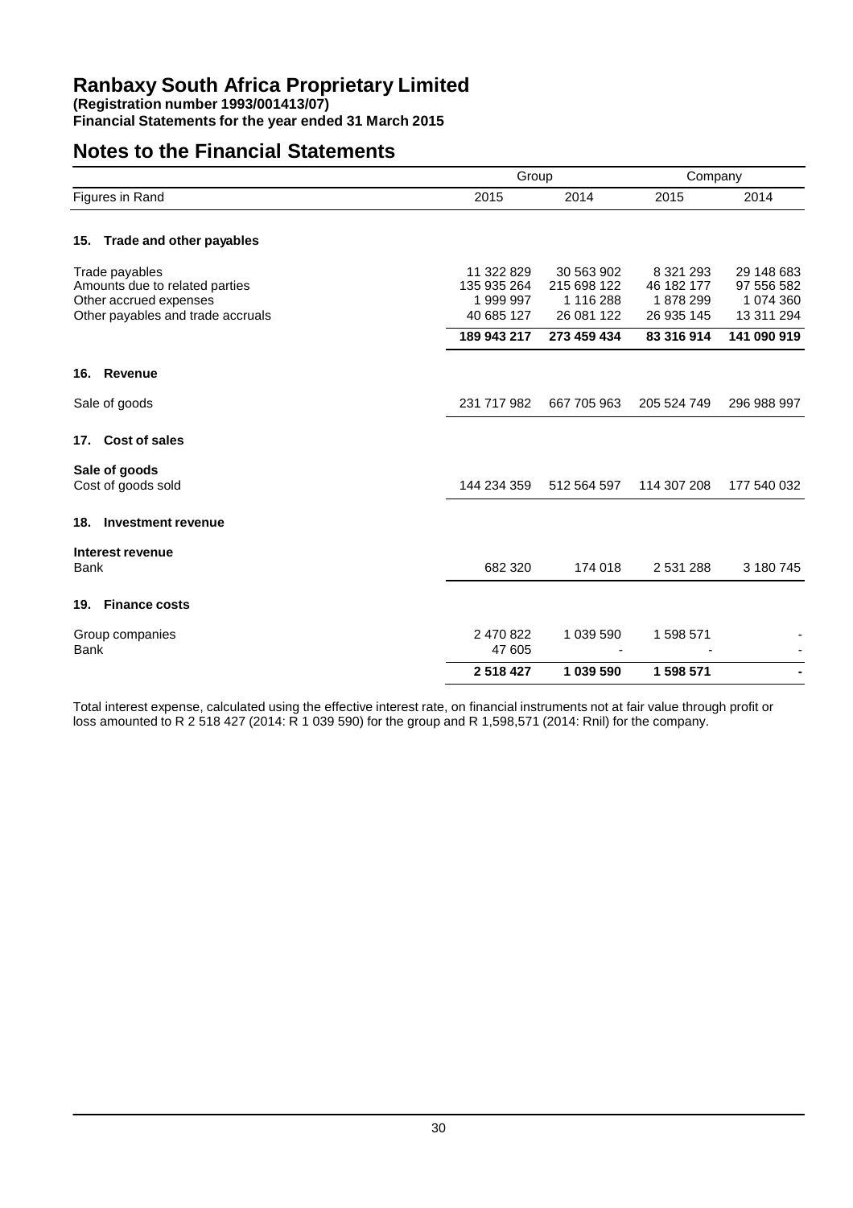# Ranbaxy South Africa Proprietary Limited

**(Registration number 1993/001413/07)**
**Financial Statements for the year ended 31 March 2015**

## Notes to the Financial Statements

| | Group | | Company | |
|---|---|---|---|---|
| Figures in Rand | 2015 | 2014 | 2015 | 2014 |
| **15. Trade and other payables** | | | | |
| Trade payables | 11 322 829 | 30 563 902 | 8 321 293 | 29 148 683 |
| Amounts due to related parties | 135 935 264 | 215 698 122 | 46 182 177 | 97 556 582 |
| Other accrued expenses | 1 999 997 | 1 116 288 | 1 878 299 | 1 074 360 |
| Other payables and trade accruals | 40 685 127 | 26 081 122 | 26 935 145 | 13 311 294 |
| | **189 943 217** | **273 459 434** | **83 316 914** | **141 090 919** |
| **16. Revenue** | | | | |
| Sale of goods | 231 717 982 | 667 705 963 | 205 524 749 | 296 988 997 |
| **17. Cost of sales** | | | | |
| **Sale of goods** | | | | |
| Cost of goods sold | 144 234 359 | 512 564 597 | 114 307 208 | 177 540 032 |
| **18. Investment revenue** | | | | |
| **Interest revenue** | | | | |
| Bank | 682 320 | 174 018 | 2 531 288 | 3 180 745 |
| **19. Finance costs** | | | | |
| Group companies | 2 470 822 | 1 039 590 | 1 598 571 | - |
| Bank | 47 605 | - | - | - |
| | **2 518 427** | **1 039 590** | **1 598 571** | **-** |

Total interest expense, calculated using the effective interest rate, on financial instruments not at fair value through profit or loss amounted to R 2 518 427 (2014: R 1 039 590) for the group and R 1,598,571 (2014: Rnil) for the company.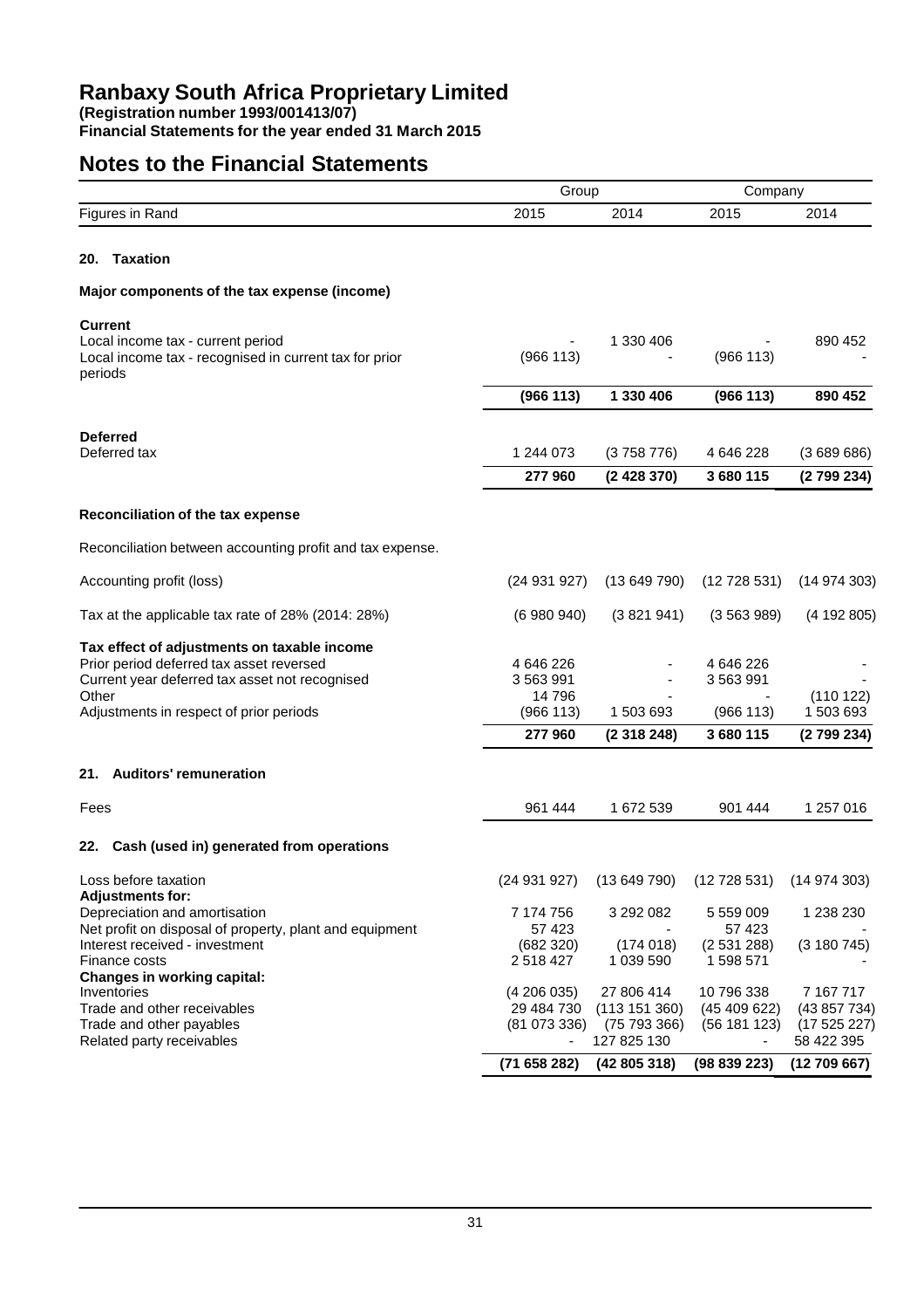# Ranbaxy South Africa Proprietary Limited

**(Registration number 1993/001413/07)**
**Financial Statements for the year ended 31 March 2015**

## Notes to the Financial Statements

| | Group | | Company | |
|---|---|---|---|---|
| Figures in Rand | 2015 | 2014 | 2015 | 2014 |

### 20. Taxation

**Major components of the tax expense (income)**

| | Group 2015 | Group 2014 | Company 2015 | Company 2014 |
|---|---|---|---|---|
| **Current** | | | | |
| Local income tax - current period | - | 1 330 406 | - | 890 452 |
| Local income tax - recognised in current tax for prior periods | (966 113) | - | (966 113) | - |
| | **(966 113)** | **1 330 406** | **(966 113)** | **890 452** |
| **Deferred** | | | | |
| Deferred tax | 1 244 073 | (3 758 776) | 4 646 228 | (3 689 686) |
| | **277 960** | **(2 428 370)** | **3 680 115** | **(2 799 234)** |

**Reconciliation of the tax expense**

Reconciliation between accounting profit and tax expense.

| | Group 2015 | Group 2014 | Company 2015 | Company 2014 |
|---|---|---|---|---|
| Accounting profit (loss) | (24 931 927) | (13 649 790) | (12 728 531) | (14 974 303) |
| Tax at the applicable tax rate of 28% (2014: 28%) | (6 980 940) | (3 821 941) | (3 563 989) | (4 192 805) |
| **Tax effect of adjustments on taxable income** | | | | |
| Prior period deferred tax asset reversed | 4 646 226 | - | 4 646 226 | - |
| Current year deferred tax asset not recognised | 3 563 991 | - | 3 563 991 | - |
| Other | 14 796 | - | - | (110 122) |
| Adjustments in respect of prior periods | (966 113) | 1 503 693 | (966 113) | 1 503 693 |
| | **277 960** | **(2 318 248)** | **3 680 115** | **(2 799 234)** |

### 21. Auditors' remuneration

| | Group 2015 | Group 2014 | Company 2015 | Company 2014 |
|---|---|---|---|---|
| Fees | 961 444 | 1 672 539 | 901 444 | 1 257 016 |

### 22. Cash (used in) generated from operations

| | Group 2015 | Group 2014 | Company 2015 | Company 2014 |
|---|---|---|---|---|
| Loss before taxation | (24 931 927) | (13 649 790) | (12 728 531) | (14 974 303) |
| **Adjustments for:** | | | | |
| Depreciation and amortisation | 7 174 756 | 3 292 082 | 5 559 009 | 1 238 230 |
| Net profit on disposal of property, plant and equipment | 57 423 | - | 57 423 | - |
| Interest received - investment | (682 320) | (174 018) | (2 531 288) | (3 180 745) |
| Finance costs | 2 518 427 | 1 039 590 | 1 598 571 | - |
| **Changes in working capital:** | | | | |
| Inventories | (4 206 035) | 27 806 414 | 10 796 338 | 7 167 717 |
| Trade and other receivables | 29 484 730 | (113 151 360) | (45 409 622) | (43 857 734) |
| Trade and other payables | (81 073 336) | (75 793 366) | (56 181 123) | (17 525 227) |
| Related party receivables | - | 127 825 130 | - | 58 422 395 |
| | **(71 658 282)** | **(42 805 318)** | **(98 839 223)** | **(12 709 667)** |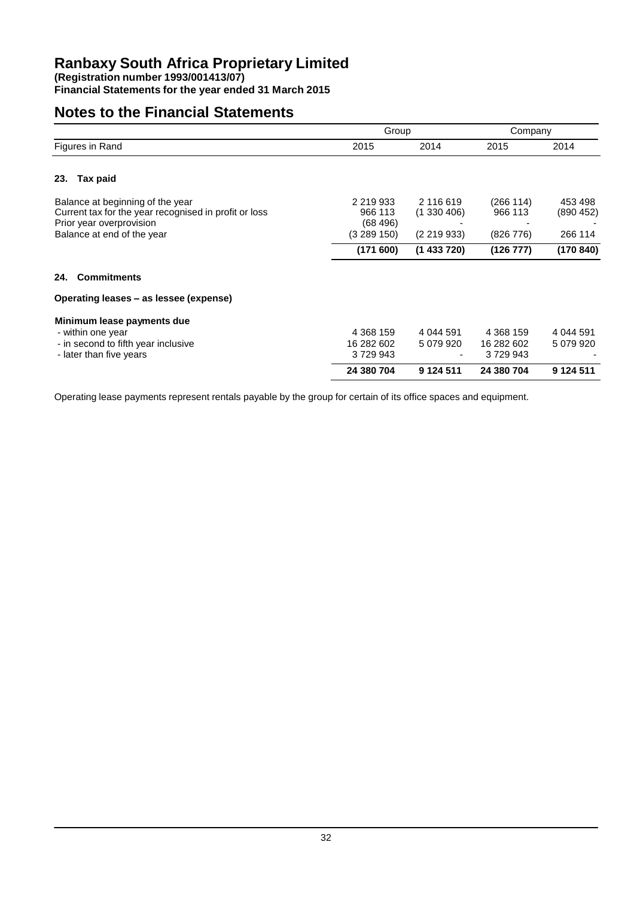# Ranbaxy South Africa Proprietary Limited

**(Registration number 1993/001413/07)**
**Financial Statements for the year ended 31 March 2015**

## Notes to the Financial Statements

| | Group | | Company | |
|---|---|---|---|---|
| Figures in Rand | 2015 | 2014 | 2015 | 2014 |
| **23. Tax paid** | | | | |
| Balance at beginning of the year | 2 219 933 | 2 116 619 | (266 114) | 453 498 |
| Current tax for the year recognised in profit or loss | 966 113 | (1 330 406) | 966 113 | (890 452) |
| Prior year overprovision | (68 496) | - | - | - |
| Balance at end of the year | (3 289 150) | (2 219 933) | (826 776) | 266 114 |
| | **(171 600)** | **(1 433 720)** | **(126 777)** | **(170 840)** |
| **24. Commitments** | | | | |
| **Operating leases – as lessee (expense)** | | | | |
| **Minimum lease payments due** | | | | |
| - within one year | 4 368 159 | 4 044 591 | 4 368 159 | 4 044 591 |
| - in second to fifth year inclusive | 16 282 602 | 5 079 920 | 16 282 602 | 5 079 920 |
| - later than five years | 3 729 943 | - | 3 729 943 | - |
| | **24 380 704** | **9 124 511** | **24 380 704** | **9 124 511** |

Operating lease payments represent rentals payable by the group for certain of its office spaces and equipment.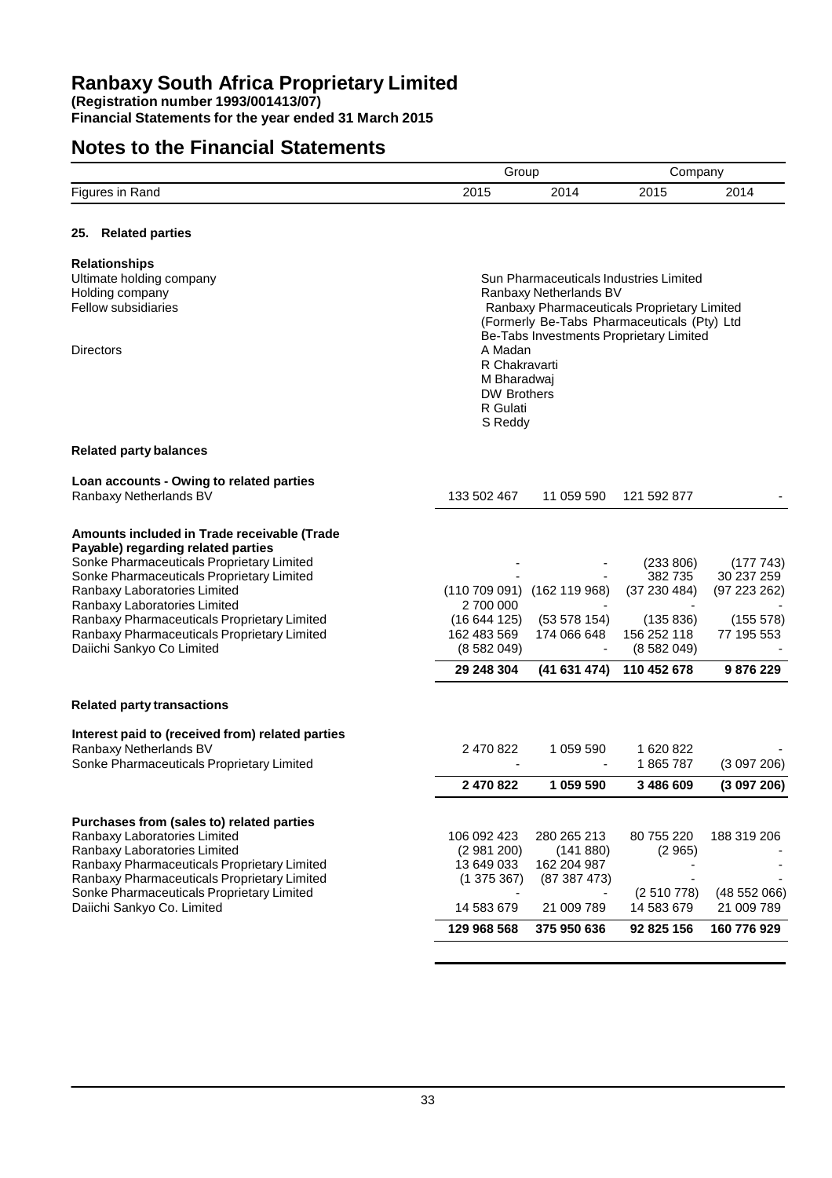# Ranbaxy South Africa Proprietary Limited

**(Registration number 1993/001413/07)**
**Financial Statements for the year ended 31 March 2015**

# Notes to the Financial Statements

| | Group | | Company | |
|---|---|---|---|---|
| Figures in Rand | 2015 | 2014 | 2015 | 2014 |

### 25. Related parties

**Relationships**

| | |
|---|---|
| Ultimate holding company | Sun Pharmaceuticals Industries Limited |
| Holding company | Ranbaxy Netherlands BV |
| Fellow subsidiaries | Ranbaxy Pharmaceuticals Proprietary Limited (Formerly Be-Tabs Pharmaceuticals (Pty) Ltd |
| | Be-Tabs Investments Proprietary Limited |
| Directors | A Madan |
| | R Chakravarti |
| | M Bharadwaj |
| | DW Brothers |
| | R Gulati |
| | S Reddy |

**Related party balances**

| | Group 2015 | Group 2014 | Company 2015 | Company 2014 |
|---|---|---|---|---|
| **Loan accounts - Owing to related parties** | | | | |
| Ranbaxy Netherlands BV | 133 502 467 | 11 059 590 | 121 592 877 | - |
| **Amounts included in Trade receivable (Trade Payable) regarding related parties** | | | | |
| Sonke Pharmaceuticals Proprietary Limited | - | - | (233 806) | (177 743) |
| Sonke Pharmaceuticals Proprietary Limited | - | - | 382 735 | 30 237 259 |
| Ranbaxy Laboratories Limited | (110 709 091) | (162 119 968) | (37 230 484) | (97 223 262) |
| Ranbaxy Laboratories Limited | 2 700 000 | - | - | - |
| Ranbaxy Pharmaceuticals Proprietary Limited | (16 644 125) | (53 578 154) | (135 836) | (155 578) |
| Ranbaxy Pharmaceuticals Proprietary Limited | 162 483 569 | 174 066 648 | 156 252 118 | 77 195 553 |
| Daiichi Sankyo Co Limited | (8 582 049) | - | (8 582 049) | - |
| | **29 248 304** | **(41 631 474)** | **110 452 678** | **9 876 229** |

**Related party transactions**

| | Group 2015 | Group 2014 | Company 2015 | Company 2014 |
|---|---|---|---|---|
| **Interest paid to (received from) related parties** | | | | |
| Ranbaxy Netherlands BV | 2 470 822 | 1 059 590 | 1 620 822 | - |
| Sonke Pharmaceuticals Proprietary Limited | - | - | 1 865 787 | (3 097 206) |
| | **2 470 822** | **1 059 590** | **3 486 609** | **(3 097 206)** |
| **Purchases from (sales to) related parties** | | | | |
| Ranbaxy Laboratories Limited | 106 092 423 | 280 265 213 | 80 755 220 | 188 319 206 |
| Ranbaxy Laboratories Limited | (2 981 200) | (141 880) | (2 965) | - |
| Ranbaxy Pharmaceuticals Proprietary Limited | 13 649 033 | 162 204 987 | - | - |
| Ranbaxy Pharmaceuticals Proprietary Limited | (1 375 367) | (87 387 473) | - | - |
| Sonke Pharmaceuticals Proprietary Limited | - | - | (2 510 778) | (48 552 066) |
| Daiichi Sankyo Co. Limited | 14 583 679 | 21 009 789 | 14 583 679 | 21 009 789 |
| | **129 968 568** | **375 950 636** | **92 825 156** | **160 776 929** |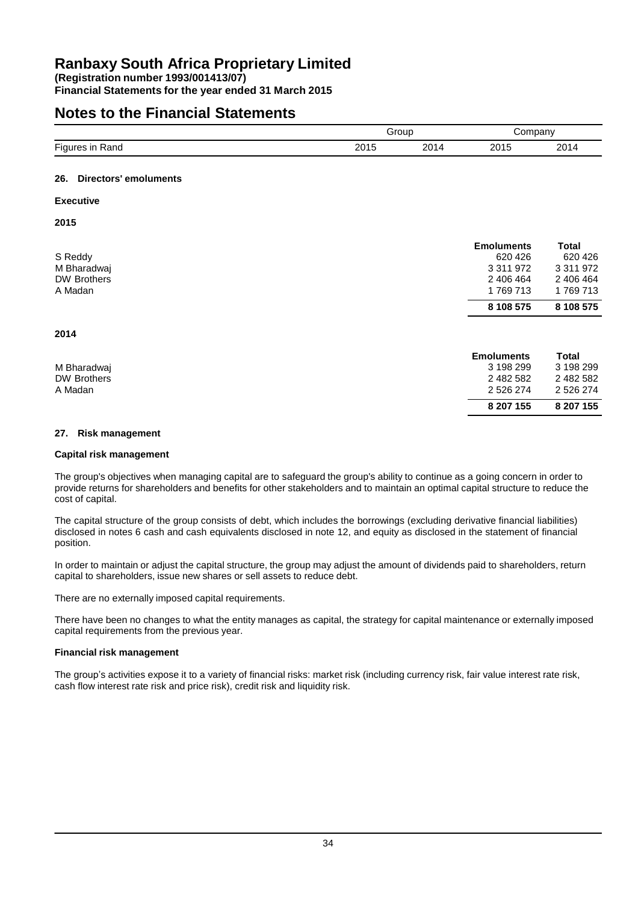# Ranbaxy South Africa Proprietary Limited

**(Registration number 1993/001413/07)**
**Financial Statements for the year ended 31 March 2015**

## Notes to the Financial Statements

| | Group | | Company | |
|---|---|---|---|---|
| Figures in Rand | 2015 | 2014 | 2015 | 2014 |

### 26. Directors' emoluments

**Executive**

**2015**

| | Emoluments | Total |
|---|---|---|
| S Reddy | 620 426 | 620 426 |
| M Bharadwaj | 3 311 972 | 3 311 972 |
| DW Brothers | 2 406 464 | 2 406 464 |
| A Madan | 1 769 713 | 1 769 713 |
| | **8 108 575** | **8 108 575** |

**2014**

| | Emoluments | Total |
|---|---|---|
| M Bharadwaj | 3 198 299 | 3 198 299 |
| DW Brothers | 2 482 582 | 2 482 582 |
| A Madan | 2 526 274 | 2 526 274 |
| | **8 207 155** | **8 207 155** |

### 27. Risk management

**Capital risk management**

The group's objectives when managing capital are to safeguard the group's ability to continue as a going concern in order to provide returns for shareholders and benefits for other stakeholders and to maintain an optimal capital structure to reduce the cost of capital.

The capital structure of the group consists of debt, which includes the borrowings (excluding derivative financial liabilities) disclosed in notes 6 cash and cash equivalents disclosed in note 12, and equity as disclosed in the statement of financial position.

In order to maintain or adjust the capital structure, the group may adjust the amount of dividends paid to shareholders, return capital to shareholders, issue new shares or sell assets to reduce debt.

There are no externally imposed capital requirements.

There have been no changes to what the entity manages as capital, the strategy for capital maintenance or externally imposed capital requirements from the previous year.

**Financial risk management**

The group's activities expose it to a variety of financial risks: market risk (including currency risk, fair value interest rate risk, cash flow interest rate risk and price risk), credit risk and liquidity risk.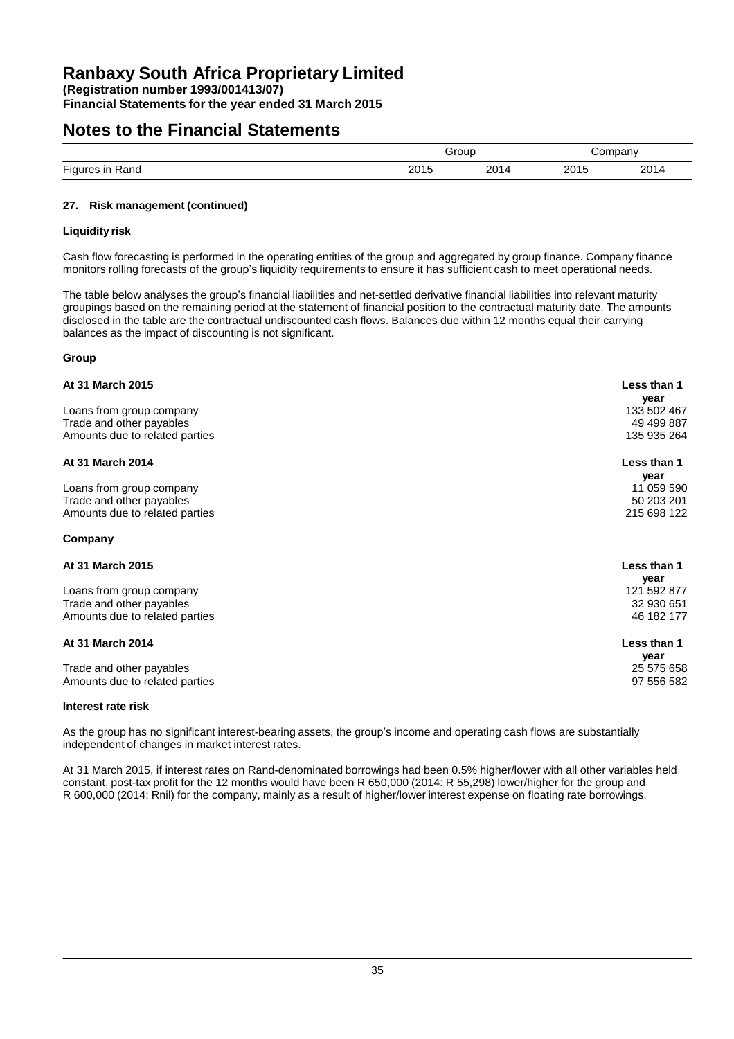## Notes to the Financial Statements

|  | Group |  | Company |  |
|---|---|---|---|---|
| Figures in Rand | 2015 | 2014 | 2015 | 2014 |

### 27. Risk management (continued)

**Liquidity risk**

Cash flow forecasting is performed in the operating entities of the group and aggregated by group finance. Company finance monitors rolling forecasts of the group's liquidity requirements to ensure it has sufficient cash to meet operational needs.

The table below analyses the group's financial liabilities and net-settled derivative financial liabilities into relevant maturity groupings based on the remaining period at the statement of financial position to the contractual maturity date. The amounts disclosed in the table are the contractual undiscounted cash flows. Balances due within 12 months equal their carrying balances as the impact of discounting is not significant.

**Group**

| At 31 March 2015 | Less than 1 year |
|---|---|
| Loans from group company | 133 502 467 |
| Trade and other payables | 49 499 887 |
| Amounts due to related parties | 135 935 264 |

| At 31 March 2014 | Less than 1 year |
|---|---|
| Loans from group company | 11 059 590 |
| Trade and other payables | 50 203 201 |
| Amounts due to related parties | 215 698 122 |

**Company**

| At 31 March 2015 | Less than 1 year |
|---|---|
| Loans from group company | 121 592 877 |
| Trade and other payables | 32 930 651 |
| Amounts due to related parties | 46 182 177 |

| At 31 March 2014 | Less than 1 year |
|---|---|
| Trade and other payables | 25 575 658 |
| Amounts due to related parties | 97 556 582 |

**Interest rate risk**

As the group has no significant interest-bearing assets, the group's income and operating cash flows are substantially independent of changes in market interest rates.

At 31 March 2015, if interest rates on Rand-denominated borrowings had been 0.5% higher/lower with all other variables held constant, post-tax profit for the 12 months would have been R 650,000 (2014: R 55,298) lower/higher for the group and R 600,000 (2014: Rnil) for the company, mainly as a result of higher/lower interest expense on floating rate borrowings.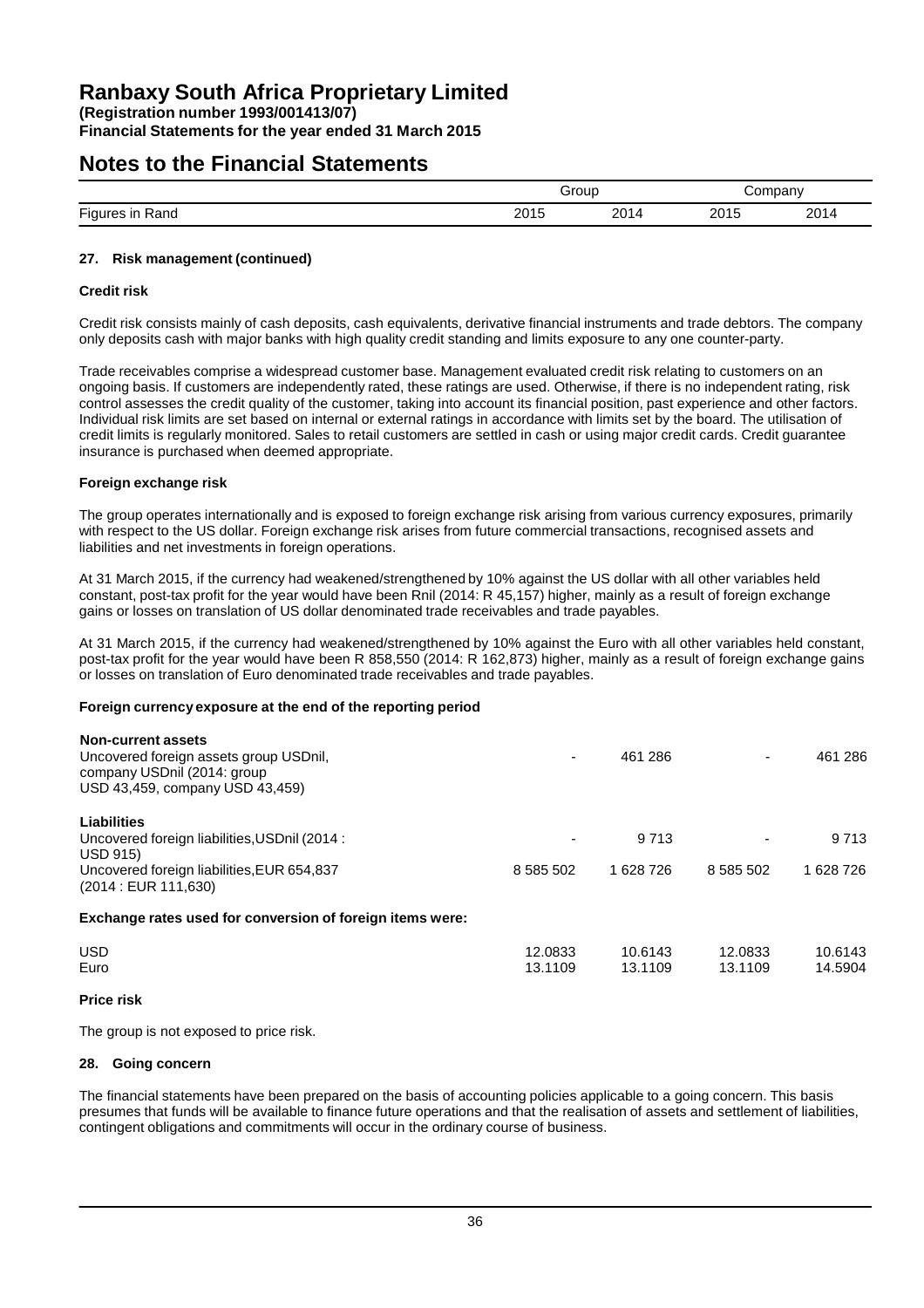# Ranbaxy South Africa Proprietary Limited

**(Registration number 1993/001413/07)**
**Financial Statements for the year ended 31 March 2015**

## Notes to the Financial Statements

| | Group | | Company | |
|---|---|---|---|---|
| Figures in Rand | 2015 | 2014 | 2015 | 2014 |

### 27. Risk management (continued)

**Credit risk**

Credit risk consists mainly of cash deposits, cash equivalents, derivative financial instruments and trade debtors. The company only deposits cash with major banks with high quality credit standing and limits exposure to any one counter-party.

Trade receivables comprise a widespread customer base. Management evaluated credit risk relating to customers on an ongoing basis. If customers are independently rated, these ratings are used. Otherwise, if there is no independent rating, risk control assesses the credit quality of the customer, taking into account its financial position, past experience and other factors. Individual risk limits are set based on internal or external ratings in accordance with limits set by the board. The utilisation of credit limits is regularly monitored. Sales to retail customers are settled in cash or using major credit cards. Credit guarantee insurance is purchased when deemed appropriate.

**Foreign exchange risk**

The group operates internationally and is exposed to foreign exchange risk arising from various currency exposures, primarily with respect to the US dollar. Foreign exchange risk arises from future commercial transactions, recognised assets and liabilities and net investments in foreign operations.

At 31 March 2015, if the currency had weakened/strengthened by 10% against the US dollar with all other variables held constant, post-tax profit for the year would have been Rnil (2014: R 45,157) higher, mainly as a result of foreign exchange gains or losses on translation of US dollar denominated trade receivables and trade payables.

At 31 March 2015, if the currency had weakened/strengthened by 10% against the Euro with all other variables held constant, post-tax profit for the year would have been R 858,550 (2014: R 162,873) higher, mainly as a result of foreign exchange gains or losses on translation of Euro denominated trade receivables and trade payables.

**Foreign currency exposure at the end of the reporting period**

| | Group 2015 | Group 2014 | Company 2015 | Company 2014 |
|---|---|---|---|---|
| **Non-current assets** | | | | |
| Uncovered foreign assets group USDnil, company USDnil (2014: group USD 43,459, company USD 43,459) | - | 461 286 | - | 461 286 |
| **Liabilities** | | | | |
| Uncovered foreign liabilities, USDnil (2014 : USD 915) | - | 9 713 | - | 9 713 |
| Uncovered foreign liabilities, EUR 654,837 (2014 : EUR 111,630) | 8 585 502 | 1 628 726 | 8 585 502 | 1 628 726 |

**Exchange rates used for conversion of foreign items were:**

| | Group 2015 | Group 2014 | Company 2015 | Company 2014 |
|---|---|---|---|---|
| USD | 12.0833 | 10.6143 | 12.0833 | 10.6143 |
| Euro | 13.1109 | 13.1109 | 13.1109 | 14.5904 |

**Price risk**

The group is not exposed to price risk.

### 28. Going concern

The financial statements have been prepared on the basis of accounting policies applicable to a going concern. This basis presumes that funds will be available to finance future operations and that the realisation of assets and settlement of liabilities, contingent obligations and commitments will occur in the ordinary course of business.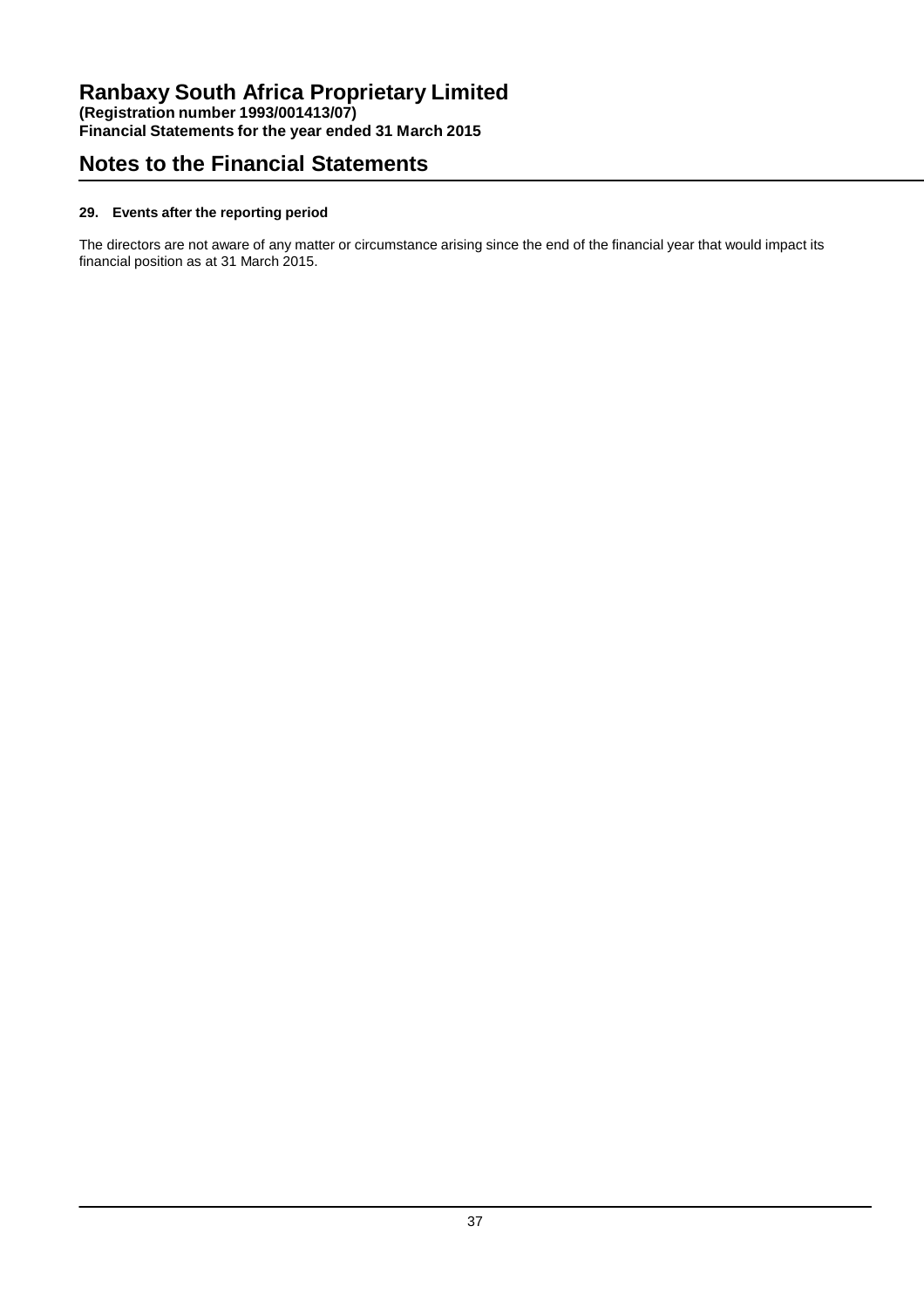### 29. Events after the reporting period

The directors are not aware of any matter or circumstance arising since the end of the financial year that would impact its financial position as at 31 March 2015.